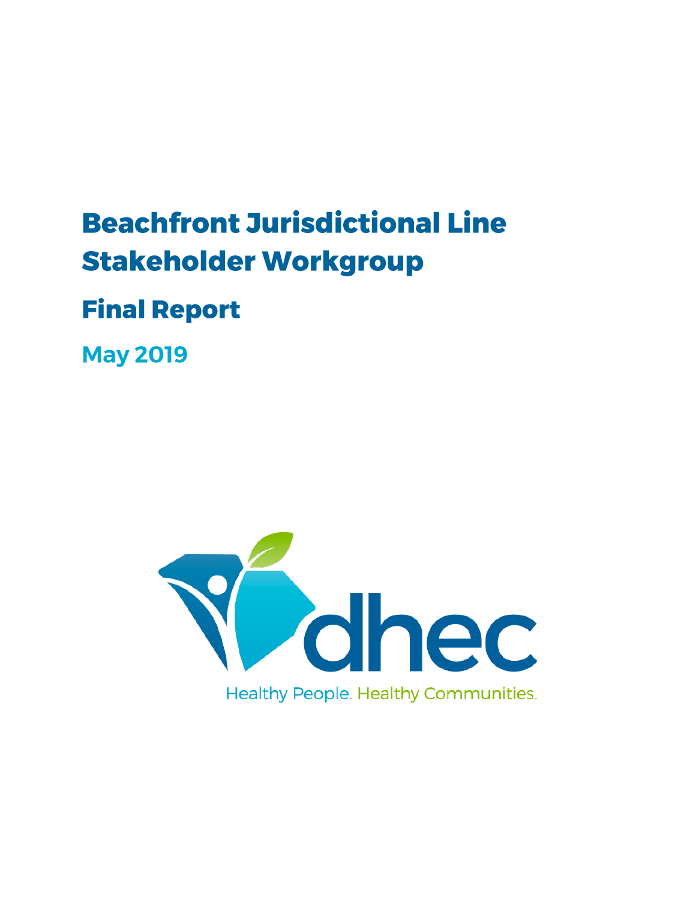# Beachfront Jurisdictional Line Stakeholder Workgroup

## Final Report

### May 2019

dhec

Healthy People. Healthy Communities.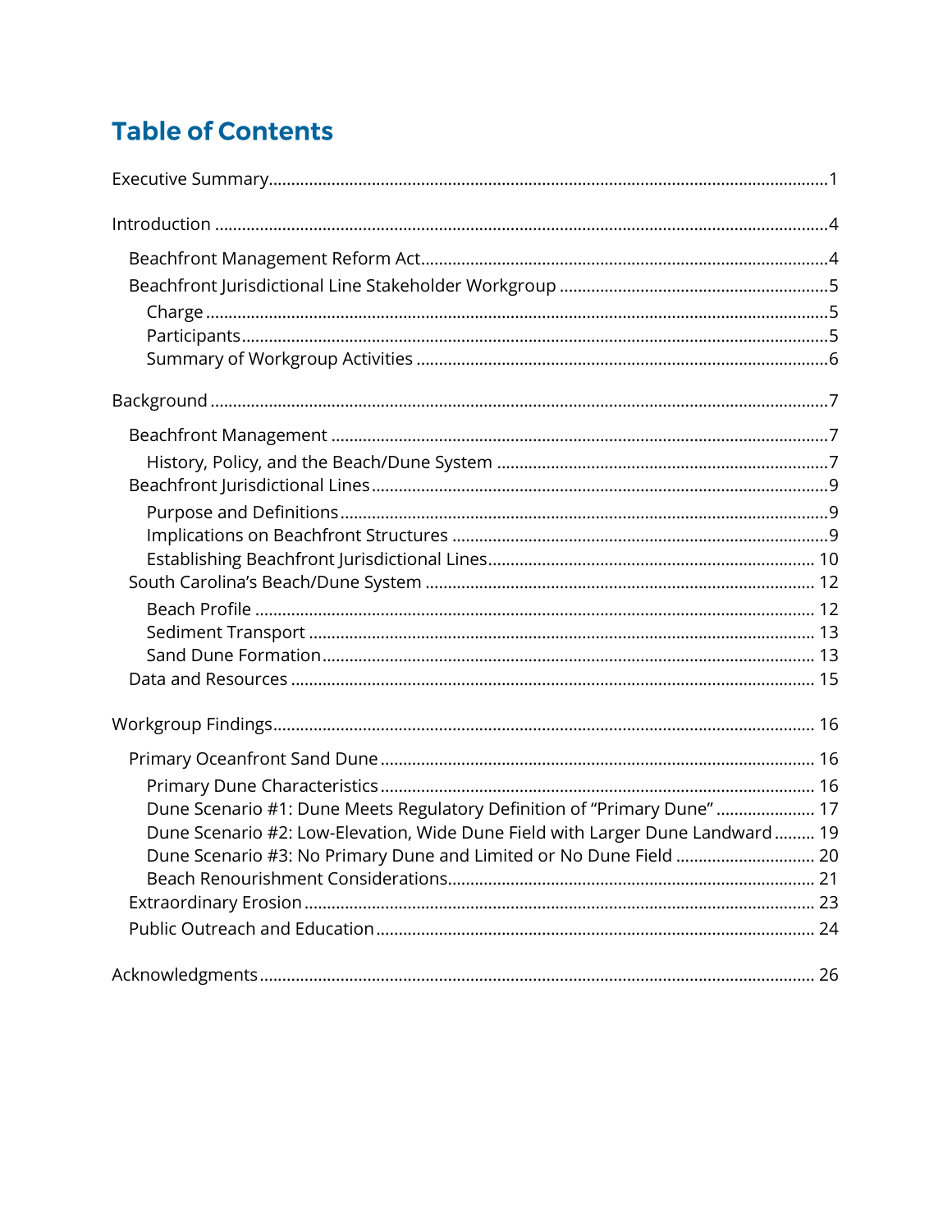# Table of Contents

Executive Summary ........ 1

Introduction ........ 4

- Beachfront Management Reform Act ........ 4
- Beachfront Jurisdictional Line Stakeholder Workgroup ........ 5
  - Charge ........ 5
  - Participants ........ 5
  - Summary of Workgroup Activities ........ 6

Background ........ 7

- Beachfront Management ........ 7
  - History, Policy, and the Beach/Dune System ........ 7
- Beachfront Jurisdictional Lines ........ 9
  - Purpose and Definitions ........ 9
  - Implications on Beachfront Structures ........ 9
  - Establishing Beachfront Jurisdictional Lines ........ 10
- South Carolina's Beach/Dune System ........ 12
  - Beach Profile ........ 12
  - Sediment Transport ........ 13
  - Sand Dune Formation ........ 13
- Data and Resources ........ 15

Workgroup Findings ........ 16

- Primary Oceanfront Sand Dune ........ 16
  - Primary Dune Characteristics ........ 16
  - Dune Scenario #1: Dune Meets Regulatory Definition of "Primary Dune" ........ 17
  - Dune Scenario #2: Low-Elevation, Wide Dune Field with Larger Dune Landward ........ 19
  - Dune Scenario #3: No Primary Dune and Limited or No Dune Field ........ 20
  - Beach Renourishment Considerations ........ 21
- Extraordinary Erosion ........ 23
- Public Outreach and Education ........ 24

Acknowledgments ........ 26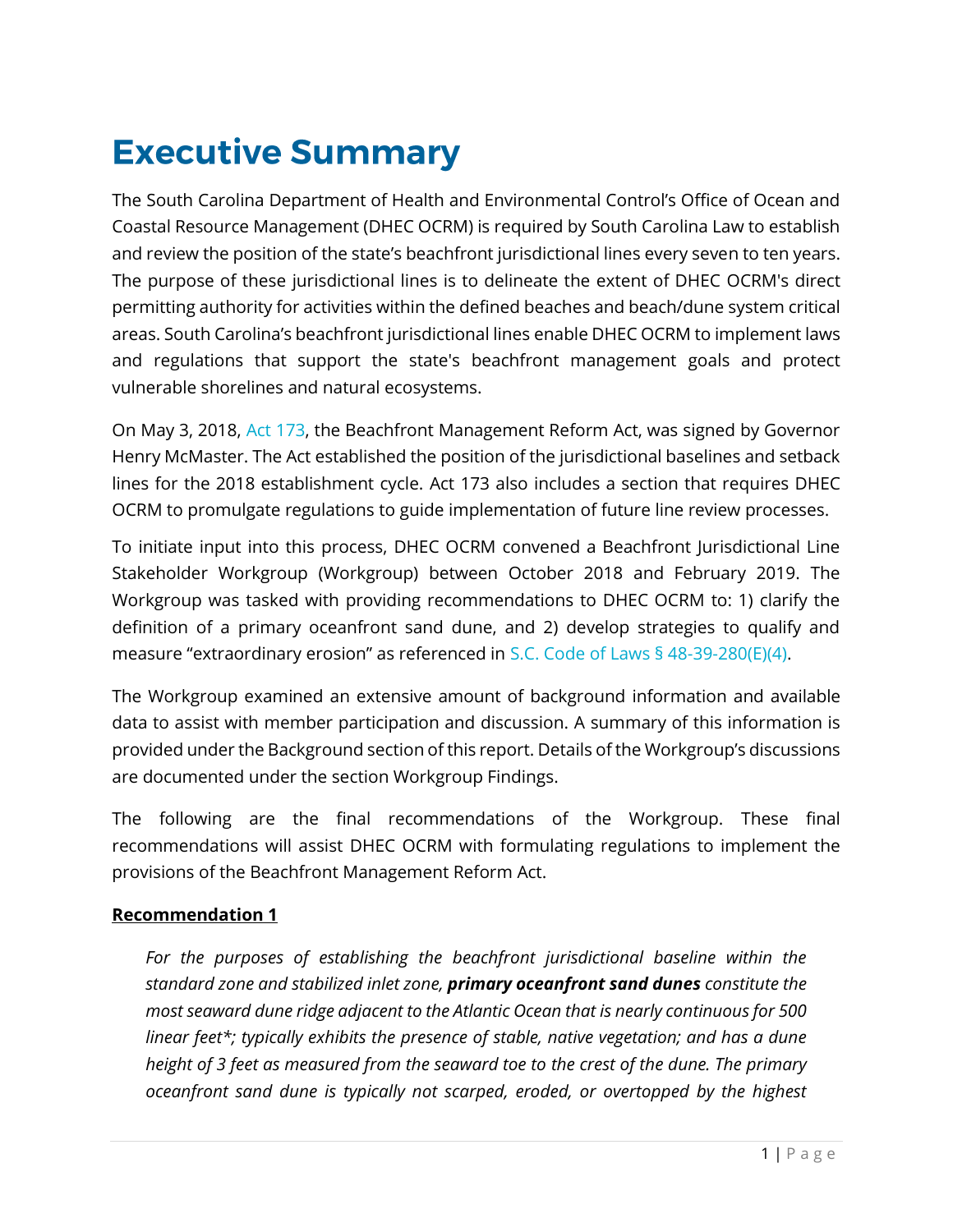# Executive Summary

The South Carolina Department of Health and Environmental Control's Office of Ocean and Coastal Resource Management (DHEC OCRM) is required by South Carolina Law to establish and review the position of the state's beachfront jurisdictional lines every seven to ten years. The purpose of these jurisdictional lines is to delineate the extent of DHEC OCRM's direct permitting authority for activities within the defined beaches and beach/dune system critical areas. South Carolina's beachfront jurisdictional lines enable DHEC OCRM to implement laws and regulations that support the state's beachfront management goals and protect vulnerable shorelines and natural ecosystems.

On May 3, 2018, Act 173, the Beachfront Management Reform Act, was signed by Governor Henry McMaster. The Act established the position of the jurisdictional baselines and setback lines for the 2018 establishment cycle. Act 173 also includes a section that requires DHEC OCRM to promulgate regulations to guide implementation of future line review processes.

To initiate input into this process, DHEC OCRM convened a Beachfront Jurisdictional Line Stakeholder Workgroup (Workgroup) between October 2018 and February 2019. The Workgroup was tasked with providing recommendations to DHEC OCRM to: 1) clarify the definition of a primary oceanfront sand dune, and 2) develop strategies to qualify and measure "extraordinary erosion" as referenced in S.C. Code of Laws § 48-39-280(E)(4).

The Workgroup examined an extensive amount of background information and available data to assist with member participation and discussion. A summary of this information is provided under the Background section of this report. Details of the Workgroup's discussions are documented under the section Workgroup Findings.

The following are the final recommendations of the Workgroup. These final recommendations will assist DHEC OCRM with formulating regulations to implement the provisions of the Beachfront Management Reform Act.

**Recommendation 1**

> *For the purposes of establishing the beachfront jurisdictional baseline within the standard zone and stabilized inlet zone, **primary oceanfront sand dunes** constitute the most seaward dune ridge adjacent to the Atlantic Ocean that is nearly continuous for 500 linear feet*; typically exhibits the presence of stable, native vegetation; and has a dune height of 3 feet as measured from the seaward toe to the crest of the dune. The primary oceanfront sand dune is typically not scarped, eroded, or overtopped by the highest*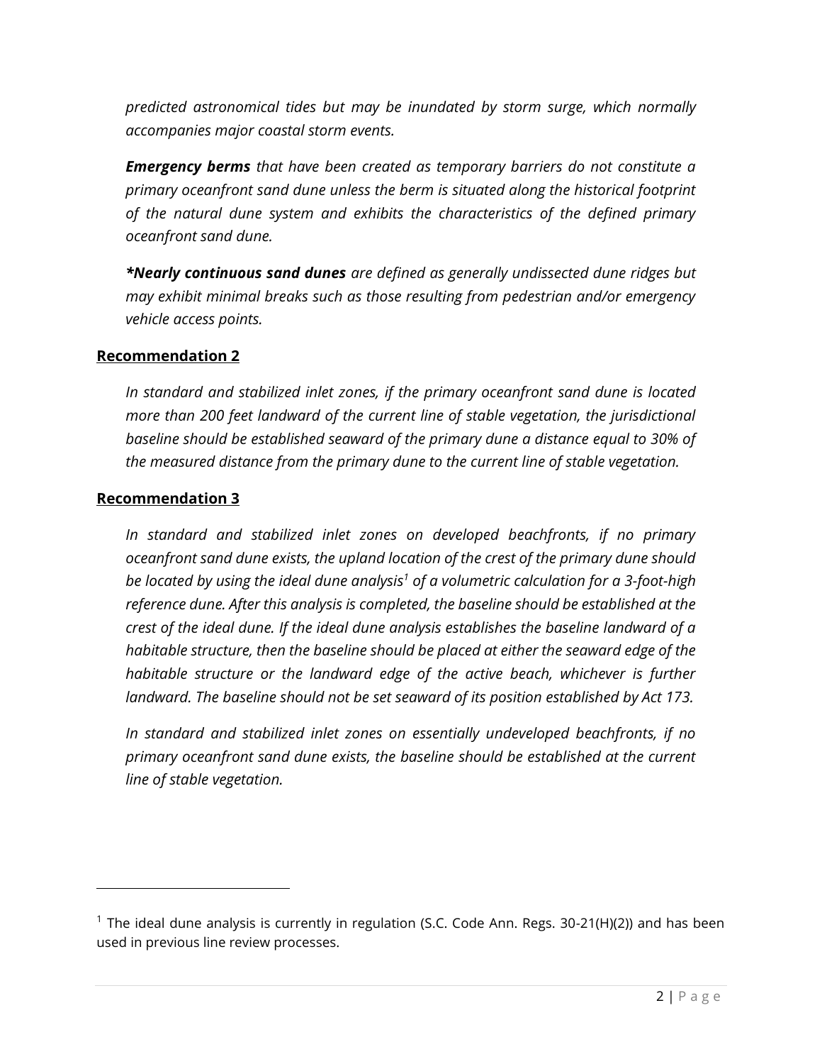*predicted astronomical tides but may be inundated by storm surge, which normally accompanies major coastal storm events.*

***Emergency berms*** *that have been created as temporary barriers do not constitute a primary oceanfront sand dune unless the berm is situated along the historical footprint of the natural dune system and exhibits the characteristics of the defined primary oceanfront sand dune.*

***\*Nearly continuous sand dunes*** *are defined as generally undissected dune ridges but may exhibit minimal breaks such as those resulting from pedestrian and/or emergency vehicle access points.*

**Recommendation 2**

*In standard and stabilized inlet zones, if the primary oceanfront sand dune is located more than 200 feet landward of the current line of stable vegetation, the jurisdictional baseline should be established seaward of the primary dune a distance equal to 30% of the measured distance from the primary dune to the current line of stable vegetation.*

**Recommendation 3**

*In standard and stabilized inlet zones on developed beachfronts, if no primary oceanfront sand dune exists, the upland location of the crest of the primary dune should be located by using the ideal dune analysis[1] of a volumetric calculation for a 3-foot-high reference dune. After this analysis is completed, the baseline should be established at the crest of the ideal dune. If the ideal dune analysis establishes the baseline landward of a habitable structure, then the baseline should be placed at either the seaward edge of the habitable structure or the landward edge of the active beach, whichever is further landward. The baseline should not be set seaward of its position established by Act 173.*

*In standard and stabilized inlet zones on essentially undeveloped beachfronts, if no primary oceanfront sand dune exists, the baseline should be established at the current line of stable vegetation.*

---

[1] The ideal dune analysis is currently in regulation (S.C. Code Ann. Regs. 30-21(H)(2)) and has been used in previous line review processes.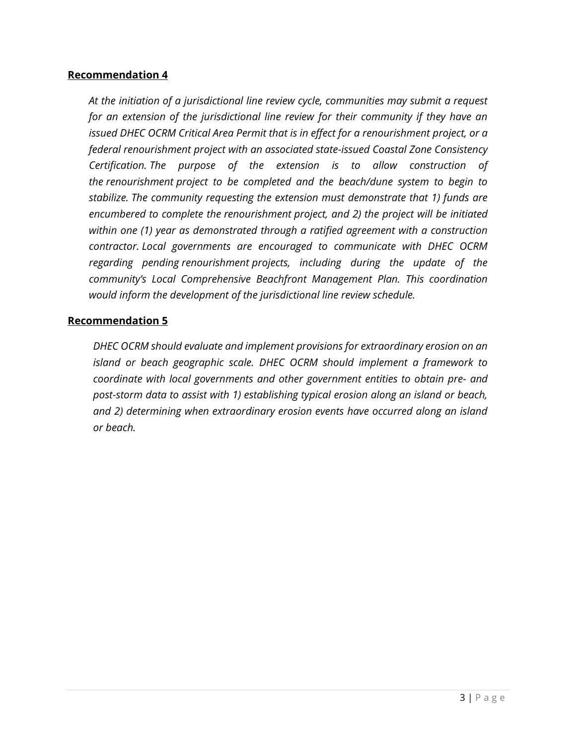**Recommendation 4**

*At the initiation of a jurisdictional line review cycle, communities may submit a request for an extension of the jurisdictional line review for their community if they have an issued DHEC OCRM Critical Area Permit that is in effect for a renourishment project, or a federal renourishment project with an associated state-issued Coastal Zone Consistency Certification. The purpose of the extension is to allow construction of the renourishment project to be completed and the beach/dune system to begin to stabilize. The community requesting the extension must demonstrate that 1) funds are encumbered to complete the renourishment project, and 2) the project will be initiated within one (1) year as demonstrated through a ratified agreement with a construction contractor. Local governments are encouraged to communicate with DHEC OCRM regarding pending renourishment projects, including during the update of the community's Local Comprehensive Beachfront Management Plan. This coordination would inform the development of the jurisdictional line review schedule.*

**Recommendation 5**

*DHEC OCRM should evaluate and implement provisions for extraordinary erosion on an island or beach geographic scale. DHEC OCRM should implement a framework to coordinate with local governments and other government entities to obtain pre- and post-storm data to assist with 1) establishing typical erosion along an island or beach, and 2) determining when extraordinary erosion events have occurred along an island or beach.*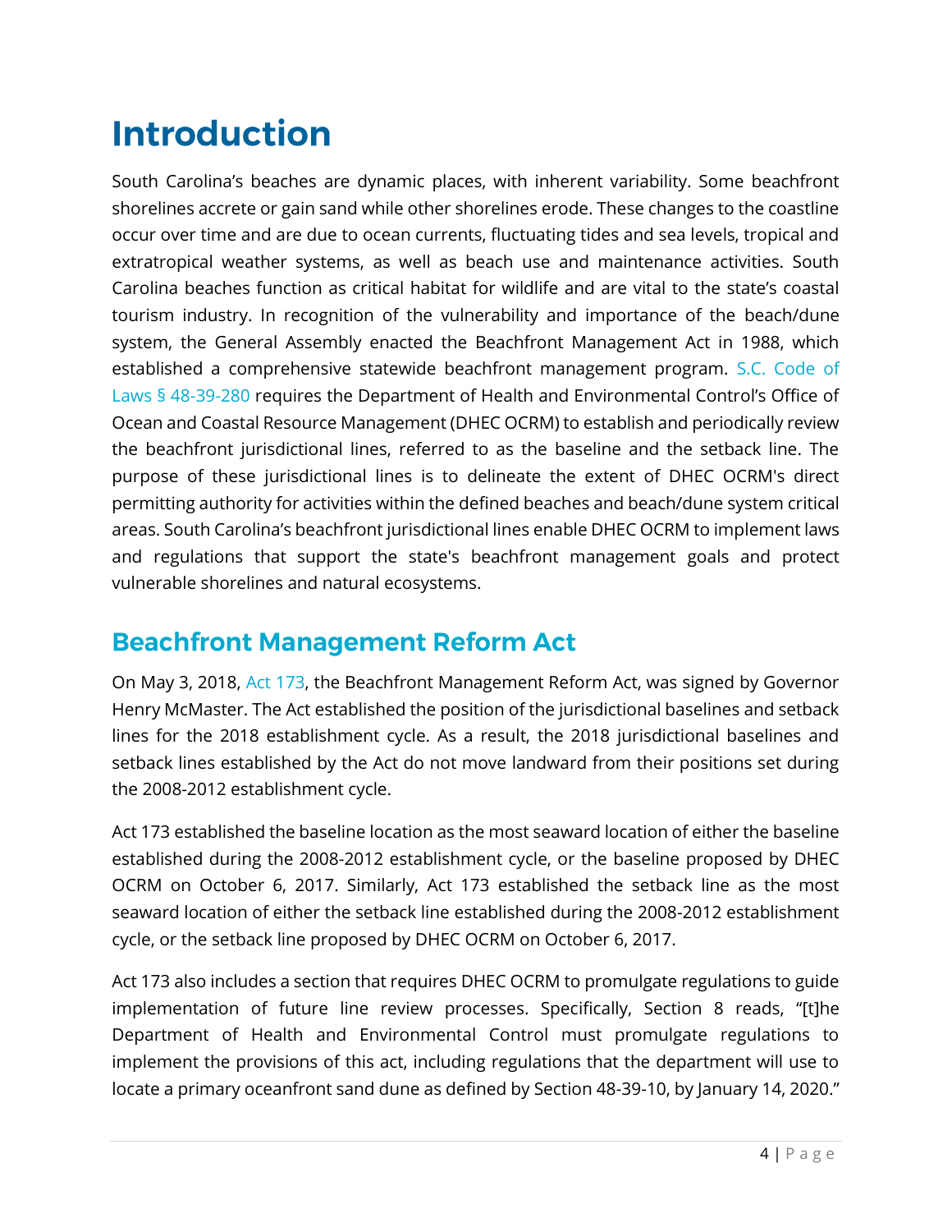# Introduction

South Carolina's beaches are dynamic places, with inherent variability. Some beachfront shorelines accrete or gain sand while other shorelines erode. These changes to the coastline occur over time and are due to ocean currents, fluctuating tides and sea levels, tropical and extratropical weather systems, as well as beach use and maintenance activities. South Carolina beaches function as critical habitat for wildlife and are vital to the state's coastal tourism industry. In recognition of the vulnerability and importance of the beach/dune system, the General Assembly enacted the Beachfront Management Act in 1988, which established a comprehensive statewide beachfront management program. S.C. Code of Laws § 48-39-280 requires the Department of Health and Environmental Control's Office of Ocean and Coastal Resource Management (DHEC OCRM) to establish and periodically review the beachfront jurisdictional lines, referred to as the baseline and the setback line. The purpose of these jurisdictional lines is to delineate the extent of DHEC OCRM's direct permitting authority for activities within the defined beaches and beach/dune system critical areas. South Carolina's beachfront jurisdictional lines enable DHEC OCRM to implement laws and regulations that support the state's beachfront management goals and protect vulnerable shorelines and natural ecosystems.

## Beachfront Management Reform Act

On May 3, 2018, Act 173, the Beachfront Management Reform Act, was signed by Governor Henry McMaster. The Act established the position of the jurisdictional baselines and setback lines for the 2018 establishment cycle. As a result, the 2018 jurisdictional baselines and setback lines established by the Act do not move landward from their positions set during the 2008-2012 establishment cycle.

Act 173 established the baseline location as the most seaward location of either the baseline established during the 2008-2012 establishment cycle, or the baseline proposed by DHEC OCRM on October 6, 2017. Similarly, Act 173 established the setback line as the most seaward location of either the setback line established during the 2008-2012 establishment cycle, or the setback line proposed by DHEC OCRM on October 6, 2017.

Act 173 also includes a section that requires DHEC OCRM to promulgate regulations to guide implementation of future line review processes. Specifically, Section 8 reads, "[t]he Department of Health and Environmental Control must promulgate regulations to implement the provisions of this act, including regulations that the department will use to locate a primary oceanfront sand dune as defined by Section 48-39-10, by January 14, 2020."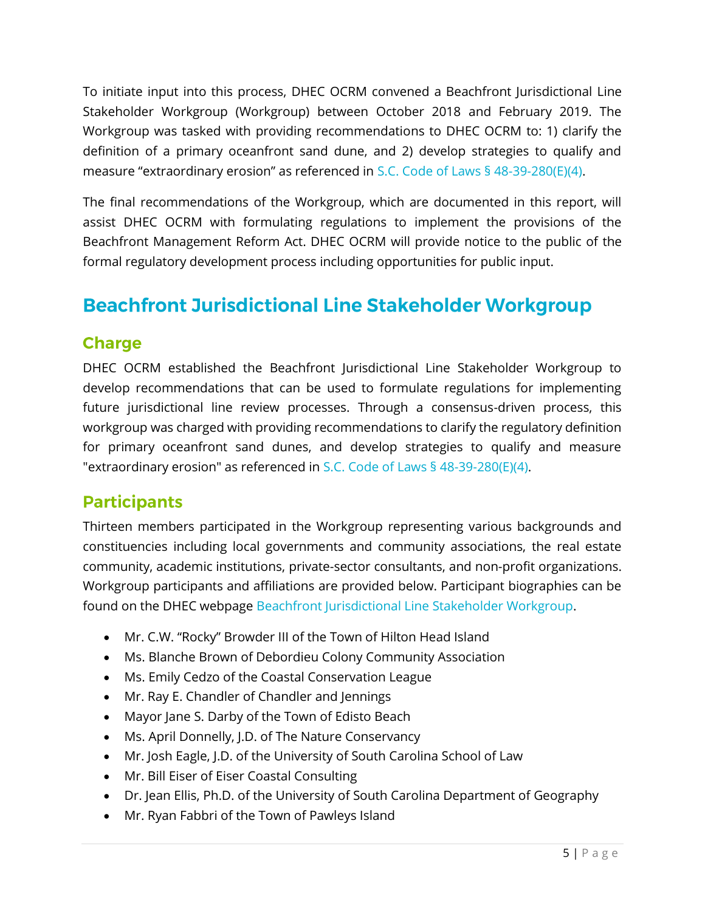To initiate input into this process, DHEC OCRM convened a Beachfront Jurisdictional Line Stakeholder Workgroup (Workgroup) between October 2018 and February 2019. The Workgroup was tasked with providing recommendations to DHEC OCRM to: 1) clarify the definition of a primary oceanfront sand dune, and 2) develop strategies to qualify and measure "extraordinary erosion" as referenced in S.C. Code of Laws § 48-39-280(E)(4).

The final recommendations of the Workgroup, which are documented in this report, will assist DHEC OCRM with formulating regulations to implement the provisions of the Beachfront Management Reform Act. DHEC OCRM will provide notice to the public of the formal regulatory development process including opportunities for public input.

# Beachfront Jurisdictional Line Stakeholder Workgroup

## Charge

DHEC OCRM established the Beachfront Jurisdictional Line Stakeholder Workgroup to develop recommendations that can be used to formulate regulations for implementing future jurisdictional line review processes. Through a consensus-driven process, this workgroup was charged with providing recommendations to clarify the regulatory definition for primary oceanfront sand dunes, and develop strategies to qualify and measure "extraordinary erosion" as referenced in S.C. Code of Laws § 48-39-280(E)(4).

## Participants

Thirteen members participated in the Workgroup representing various backgrounds and constituencies including local governments and community associations, the real estate community, academic institutions, private-sector consultants, and non-profit organizations. Workgroup participants and affiliations are provided below. Participant biographies can be found on the DHEC webpage Beachfront Jurisdictional Line Stakeholder Workgroup.

- Mr. C.W. "Rocky" Browder III of the Town of Hilton Head Island
- Ms. Blanche Brown of Debordieu Colony Community Association
- Ms. Emily Cedzo of the Coastal Conservation League
- Mr. Ray E. Chandler of Chandler and Jennings
- Mayor Jane S. Darby of the Town of Edisto Beach
- Ms. April Donnelly, J.D. of The Nature Conservancy
- Mr. Josh Eagle, J.D. of the University of South Carolina School of Law
- Mr. Bill Eiser of Eiser Coastal Consulting
- Dr. Jean Ellis, Ph.D. of the University of South Carolina Department of Geography
- Mr. Ryan Fabbri of the Town of Pawleys Island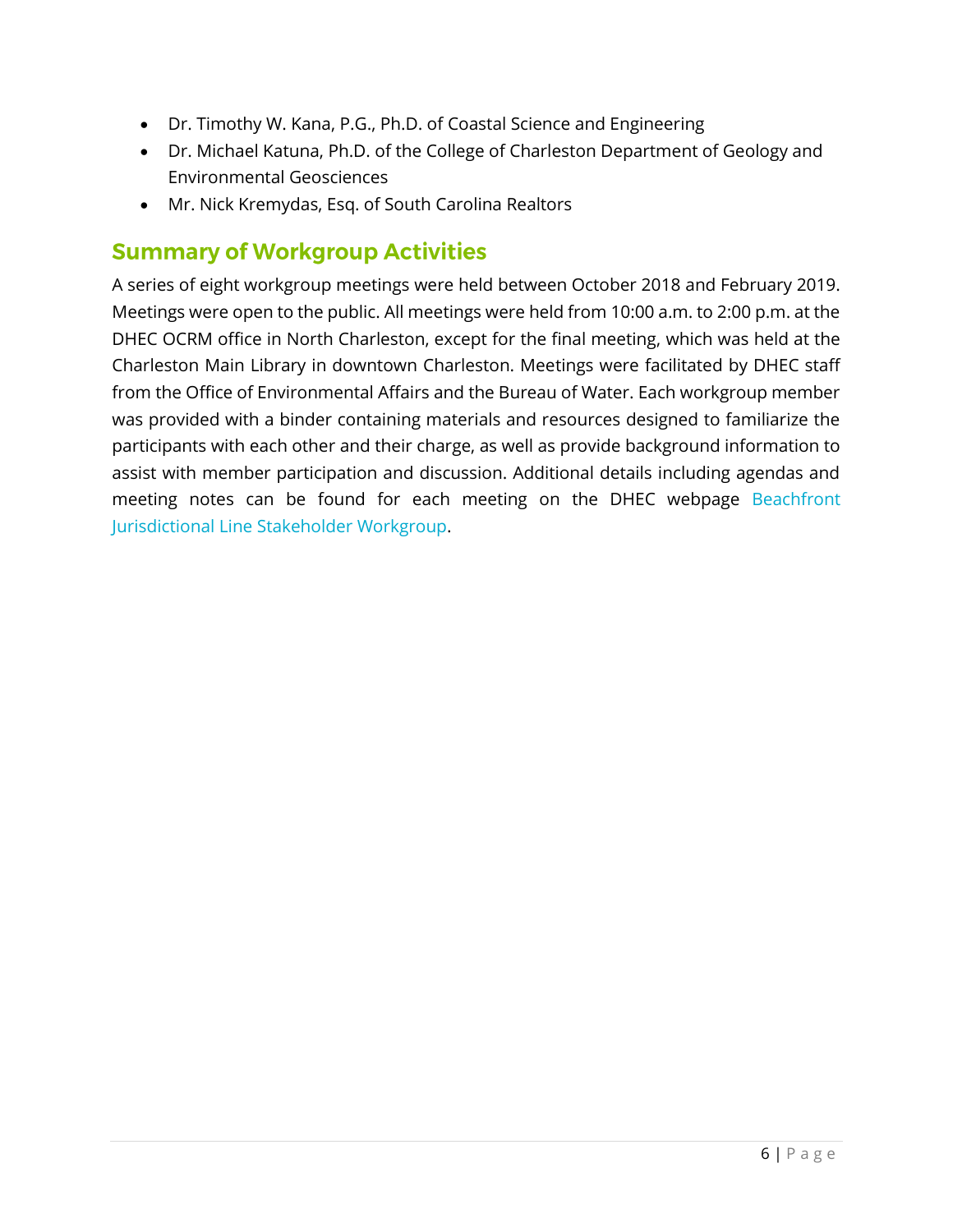- Dr. Timothy W. Kana, P.G., Ph.D. of Coastal Science and Engineering
- Dr. Michael Katuna, Ph.D. of the College of Charleston Department of Geology and Environmental Geosciences
- Mr. Nick Kremydas, Esq. of South Carolina Realtors

## Summary of Workgroup Activities

A series of eight workgroup meetings were held between October 2018 and February 2019. Meetings were open to the public. All meetings were held from 10:00 a.m. to 2:00 p.m. at the DHEC OCRM office in North Charleston, except for the final meeting, which was held at the Charleston Main Library in downtown Charleston. Meetings were facilitated by DHEC staff from the Office of Environmental Affairs and the Bureau of Water. Each workgroup member was provided with a binder containing materials and resources designed to familiarize the participants with each other and their charge, as well as provide background information to assist with member participation and discussion. Additional details including agendas and meeting notes can be found for each meeting on the DHEC webpage Beachfront Jurisdictional Line Stakeholder Workgroup.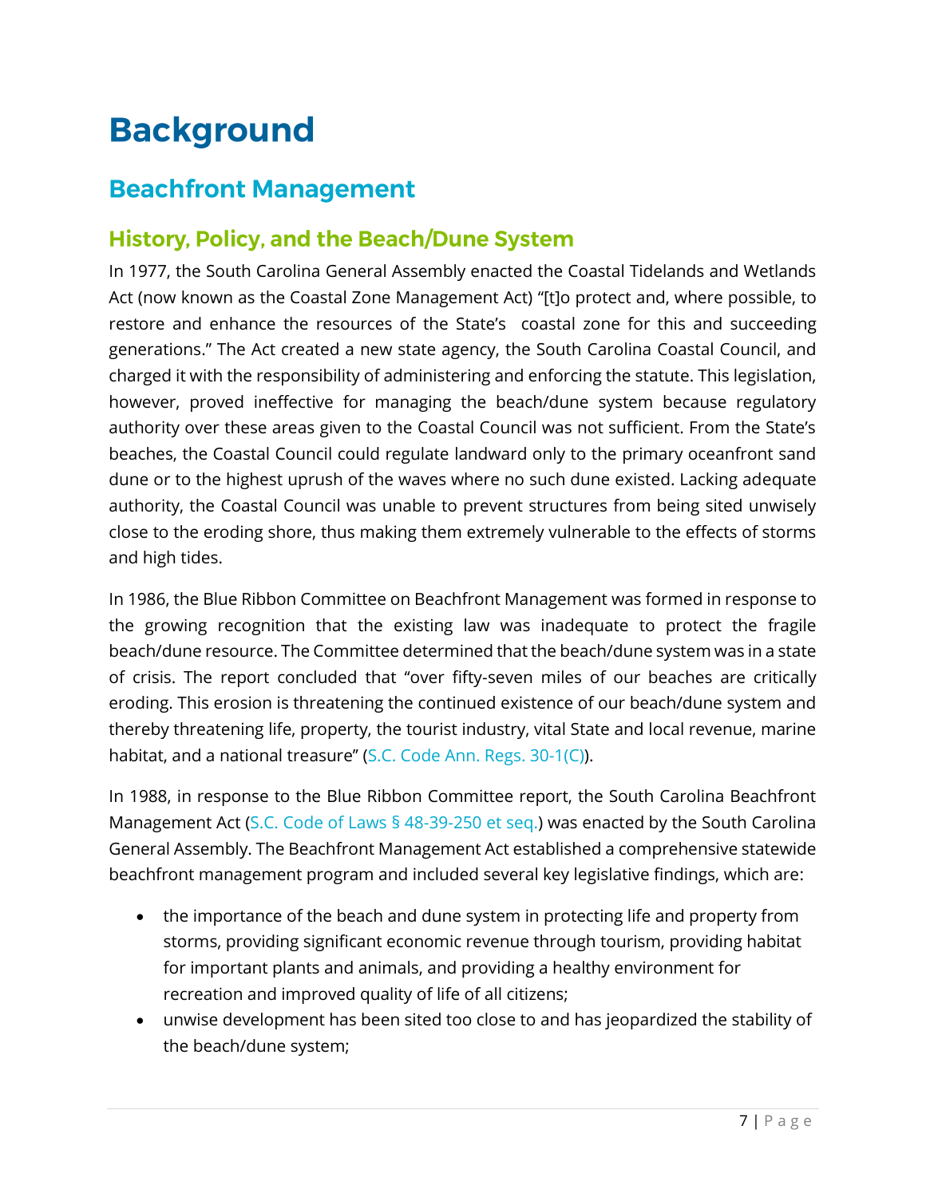# Background

## Beachfront Management

### History, Policy, and the Beach/Dune System

In 1977, the South Carolina General Assembly enacted the Coastal Tidelands and Wetlands Act (now known as the Coastal Zone Management Act) "[t]o protect and, where possible, to restore and enhance the resources of the State's coastal zone for this and succeeding generations." The Act created a new state agency, the South Carolina Coastal Council, and charged it with the responsibility of administering and enforcing the statute. This legislation, however, proved ineffective for managing the beach/dune system because regulatory authority over these areas given to the Coastal Council was not sufficient. From the State's beaches, the Coastal Council could regulate landward only to the primary oceanfront sand dune or to the highest uprush of the waves where no such dune existed. Lacking adequate authority, the Coastal Council was unable to prevent structures from being sited unwisely close to the eroding shore, thus making them extremely vulnerable to the effects of storms and high tides.

In 1986, the Blue Ribbon Committee on Beachfront Management was formed in response to the growing recognition that the existing law was inadequate to protect the fragile beach/dune resource. The Committee determined that the beach/dune system was in a state of crisis. The report concluded that "over fifty-seven miles of our beaches are critically eroding. This erosion is threatening the continued existence of our beach/dune system and thereby threatening life, property, the tourist industry, vital State and local revenue, marine habitat, and a national treasure" (S.C. Code Ann. Regs. 30-1(C)).

In 1988, in response to the Blue Ribbon Committee report, the South Carolina Beachfront Management Act (S.C. Code of Laws § 48-39-250 et seq.) was enacted by the South Carolina General Assembly. The Beachfront Management Act established a comprehensive statewide beachfront management program and included several key legislative findings, which are:

- the importance of the beach and dune system in protecting life and property from storms, providing significant economic revenue through tourism, providing habitat for important plants and animals, and providing a healthy environment for recreation and improved quality of life of all citizens;
- unwise development has been sited too close to and has jeopardized the stability of the beach/dune system;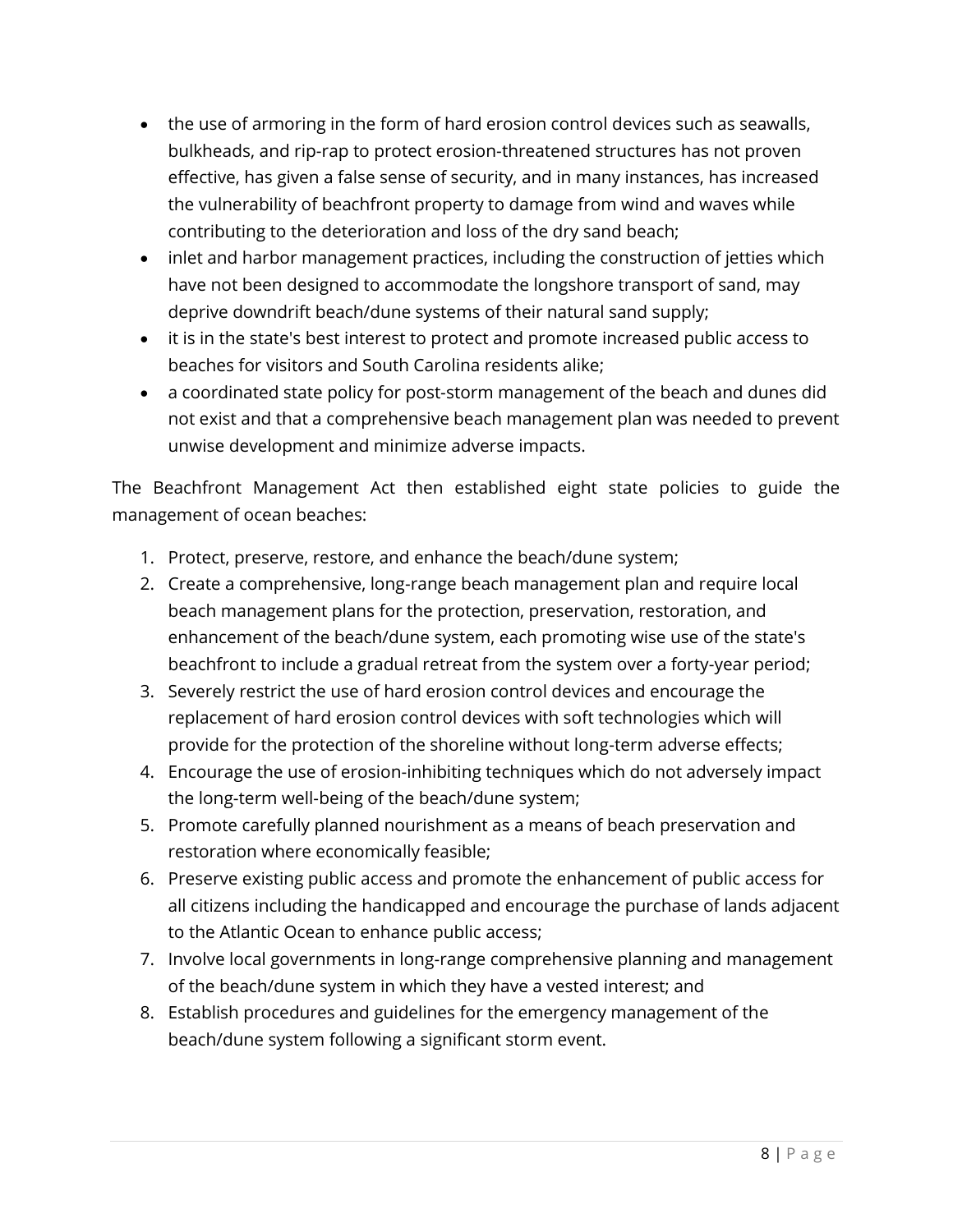- the use of armoring in the form of hard erosion control devices such as seawalls, bulkheads, and rip-rap to protect erosion-threatened structures has not proven effective, has given a false sense of security, and in many instances, has increased the vulnerability of beachfront property to damage from wind and waves while contributing to the deterioration and loss of the dry sand beach;
- inlet and harbor management practices, including the construction of jetties which have not been designed to accommodate the longshore transport of sand, may deprive downdrift beach/dune systems of their natural sand supply;
- it is in the state's best interest to protect and promote increased public access to beaches for visitors and South Carolina residents alike;
- a coordinated state policy for post-storm management of the beach and dunes did not exist and that a comprehensive beach management plan was needed to prevent unwise development and minimize adverse impacts.

The Beachfront Management Act then established eight state policies to guide the management of ocean beaches:

1. Protect, preserve, restore, and enhance the beach/dune system;
2. Create a comprehensive, long-range beach management plan and require local beach management plans for the protection, preservation, restoration, and enhancement of the beach/dune system, each promoting wise use of the state's beachfront to include a gradual retreat from the system over a forty-year period;
3. Severely restrict the use of hard erosion control devices and encourage the replacement of hard erosion control devices with soft technologies which will provide for the protection of the shoreline without long-term adverse effects;
4. Encourage the use of erosion-inhibiting techniques which do not adversely impact the long-term well-being of the beach/dune system;
5. Promote carefully planned nourishment as a means of beach preservation and restoration where economically feasible;
6. Preserve existing public access and promote the enhancement of public access for all citizens including the handicapped and encourage the purchase of lands adjacent to the Atlantic Ocean to enhance public access;
7. Involve local governments in long-range comprehensive planning and management of the beach/dune system in which they have a vested interest; and
8. Establish procedures and guidelines for the emergency management of the beach/dune system following a significant storm event.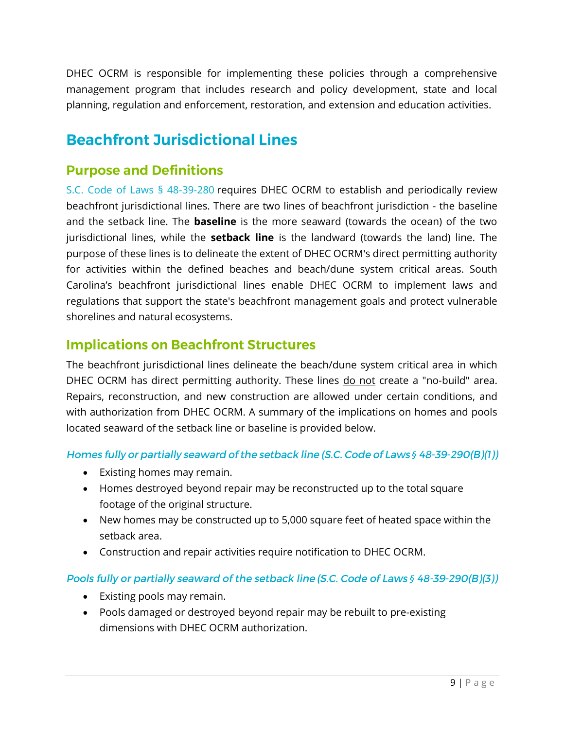DHEC OCRM is responsible for implementing these policies through a comprehensive management program that includes research and policy development, state and local planning, regulation and enforcement, restoration, and extension and education activities.

# Beachfront Jurisdictional Lines

## Purpose and Definitions

S.C. Code of Laws § 48-39-280 requires DHEC OCRM to establish and periodically review beachfront jurisdictional lines. There are two lines of beachfront jurisdiction - the baseline and the setback line. The **baseline** is the more seaward (towards the ocean) of the two jurisdictional lines, while the **setback line** is the landward (towards the land) line. The purpose of these lines is to delineate the extent of DHEC OCRM's direct permitting authority for activities within the defined beaches and beach/dune system critical areas. South Carolina's beachfront jurisdictional lines enable DHEC OCRM to implement laws and regulations that support the state's beachfront management goals and protect vulnerable shorelines and natural ecosystems.

## Implications on Beachfront Structures

The beachfront jurisdictional lines delineate the beach/dune system critical area in which DHEC OCRM has direct permitting authority. These lines do not create a "no-build" area. Repairs, reconstruction, and new construction are allowed under certain conditions, and with authorization from DHEC OCRM. A summary of the implications on homes and pools located seaward of the setback line or baseline is provided below.

*Homes fully or partially seaward of the setback line (S.C. Code of Laws § 48-39-290(B)(1))*

- Existing homes may remain.
- Homes destroyed beyond repair may be reconstructed up to the total square footage of the original structure.
- New homes may be constructed up to 5,000 square feet of heated space within the setback area.
- Construction and repair activities require notification to DHEC OCRM.

*Pools fully or partially seaward of the setback line (S.C. Code of Laws § 48-39-290(B)(3))*

- Existing pools may remain.
- Pools damaged or destroyed beyond repair may be rebuilt to pre-existing dimensions with DHEC OCRM authorization.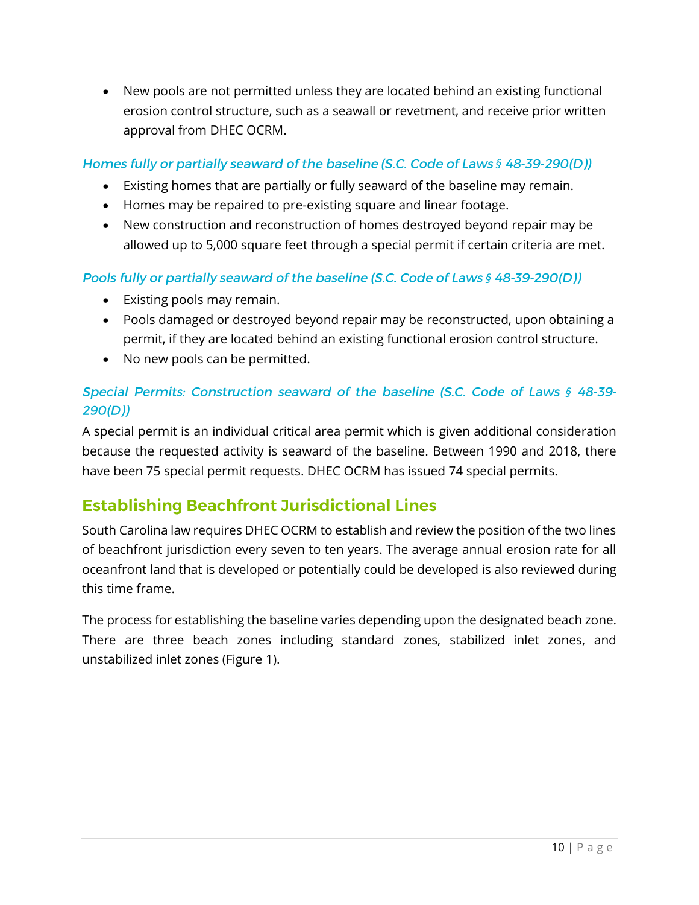- New pools are not permitted unless they are located behind an existing functional erosion control structure, such as a seawall or revetment, and receive prior written approval from DHEC OCRM.

*Homes fully or partially seaward of the baseline (S.C. Code of Laws § 48-39-290(D))*

- Existing homes that are partially or fully seaward of the baseline may remain.
- Homes may be repaired to pre-existing square and linear footage.
- New construction and reconstruction of homes destroyed beyond repair may be allowed up to 5,000 square feet through a special permit if certain criteria are met.

*Pools fully or partially seaward of the baseline (S.C. Code of Laws § 48-39-290(D))*

- Existing pools may remain.
- Pools damaged or destroyed beyond repair may be reconstructed, upon obtaining a permit, if they are located behind an existing functional erosion control structure.
- No new pools can be permitted.

*Special Permits: Construction seaward of the baseline (S.C. Code of Laws § 48-39-290(D))*

A special permit is an individual critical area permit which is given additional consideration because the requested activity is seaward of the baseline. Between 1990 and 2018, there have been 75 special permit requests. DHEC OCRM has issued 74 special permits.

## Establishing Beachfront Jurisdictional Lines

South Carolina law requires DHEC OCRM to establish and review the position of the two lines of beachfront jurisdiction every seven to ten years. The average annual erosion rate for all oceanfront land that is developed or potentially could be developed is also reviewed during this time frame.

The process for establishing the baseline varies depending upon the designated beach zone. There are three beach zones including standard zones, stabilized inlet zones, and unstabilized inlet zones (Figure 1).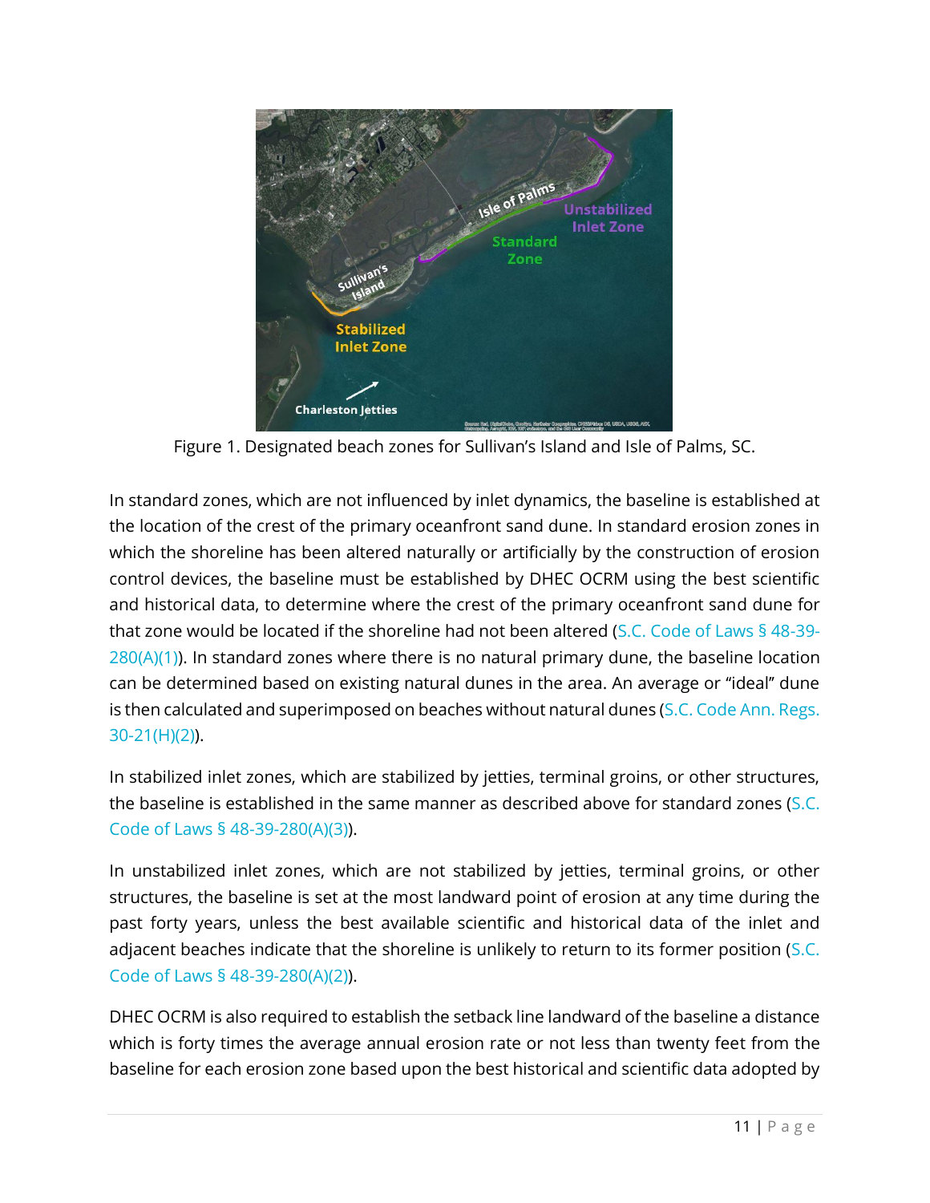Figure 1. Designated beach zones for Sullivan's Island and Isle of Palms, SC.

In standard zones, which are not influenced by inlet dynamics, the baseline is established at the location of the crest of the primary oceanfront sand dune. In standard erosion zones in which the shoreline has been altered naturally or artificially by the construction of erosion control devices, the baseline must be established by DHEC OCRM using the best scientific and historical data, to determine where the crest of the primary oceanfront sand dune for that zone would be located if the shoreline had not been altered (S.C. Code of Laws § 48-39-280(A)(1)). In standard zones where there is no natural primary dune, the baseline location can be determined based on existing natural dunes in the area. An average or "ideal" dune is then calculated and superimposed on beaches without natural dunes (S.C. Code Ann. Regs. 30-21(H)(2)).

In stabilized inlet zones, which are stabilized by jetties, terminal groins, or other structures, the baseline is established in the same manner as described above for standard zones (S.C. Code of Laws § 48-39-280(A)(3)).

In unstabilized inlet zones, which are not stabilized by jetties, terminal groins, or other structures, the baseline is set at the most landward point of erosion at any time during the past forty years, unless the best available scientific and historical data of the inlet and adjacent beaches indicate that the shoreline is unlikely to return to its former position (S.C. Code of Laws § 48-39-280(A)(2)).

DHEC OCRM is also required to establish the setback line landward of the baseline a distance which is forty times the average annual erosion rate or not less than twenty feet from the baseline for each erosion zone based upon the best historical and scientific data adopted by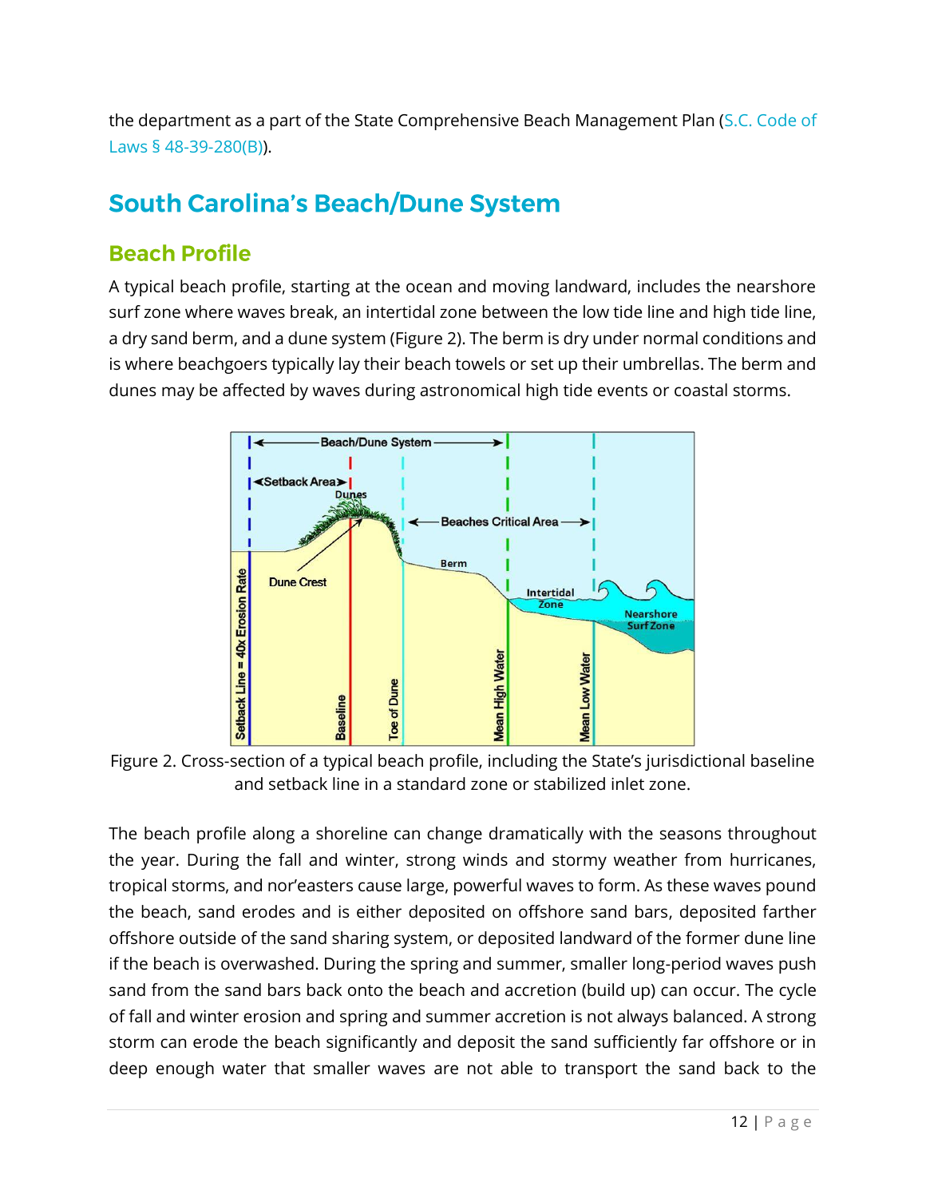the department as a part of the State Comprehensive Beach Management Plan (S.C. Code of Laws § 48-39-280(B)).

## South Carolina's Beach/Dune System

### Beach Profile

A typical beach profile, starting at the ocean and moving landward, includes the nearshore surf zone where waves break, an intertidal zone between the low tide line and high tide line, a dry sand berm, and a dune system (Figure 2). The berm is dry under normal conditions and is where beachgoers typically lay their beach towels or set up their umbrellas. The berm and dunes may be affected by waves during astronomical high tide events or coastal storms.

Figure 2. Cross-section of a typical beach profile, including the State's jurisdictional baseline and setback line in a standard zone or stabilized inlet zone.

The beach profile along a shoreline can change dramatically with the seasons throughout the year. During the fall and winter, strong winds and stormy weather from hurricanes, tropical storms, and nor'easters cause large, powerful waves to form. As these waves pound the beach, sand erodes and is either deposited on offshore sand bars, deposited farther offshore outside of the sand sharing system, or deposited landward of the former dune line if the beach is overwashed. During the spring and summer, smaller long-period waves push sand from the sand bars back onto the beach and accretion (build up) can occur. The cycle of fall and winter erosion and spring and summer accretion is not always balanced. A strong storm can erode the beach significantly and deposit the sand sufficiently far offshore or in deep enough water that smaller waves are not able to transport the sand back to the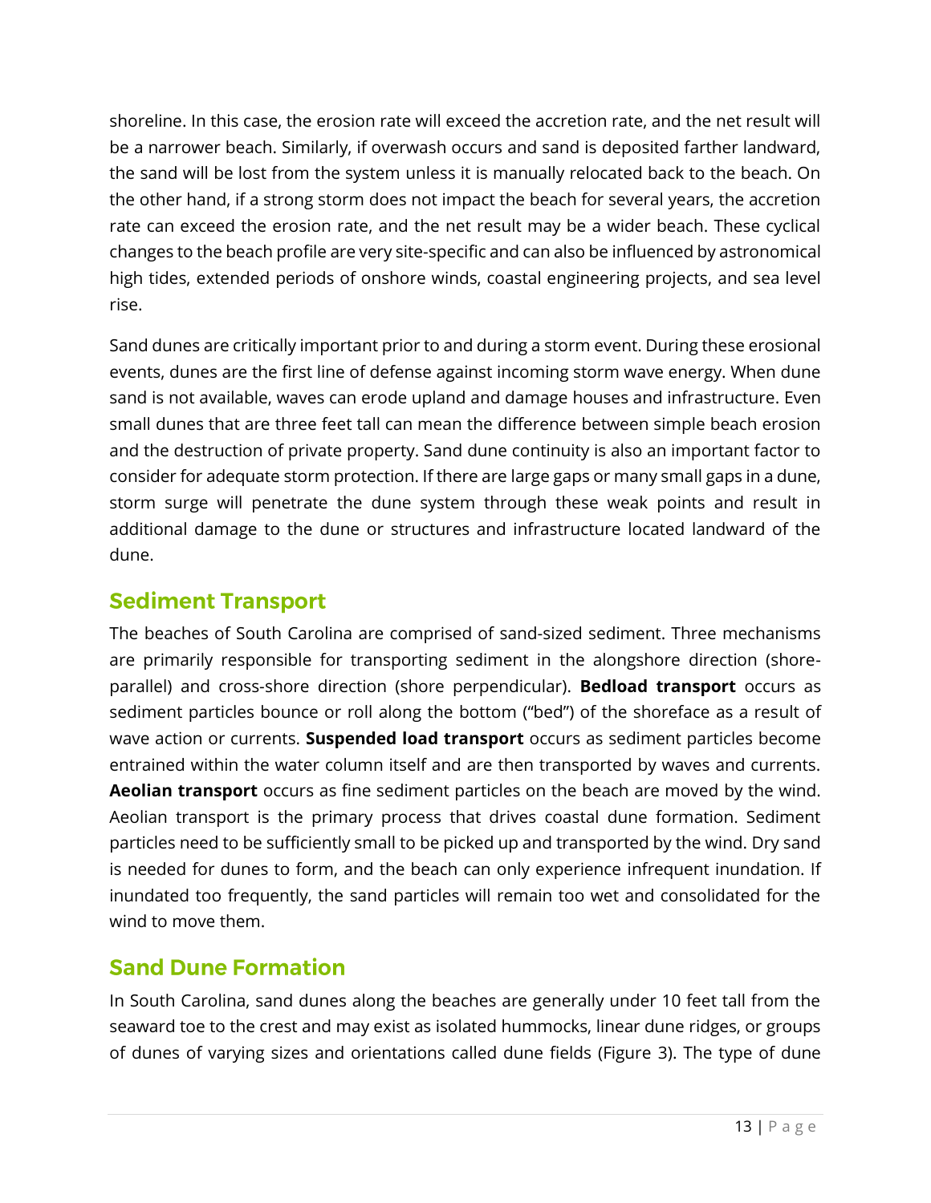shoreline. In this case, the erosion rate will exceed the accretion rate, and the net result will be a narrower beach. Similarly, if overwash occurs and sand is deposited farther landward, the sand will be lost from the system unless it is manually relocated back to the beach. On the other hand, if a strong storm does not impact the beach for several years, the accretion rate can exceed the erosion rate, and the net result may be a wider beach. These cyclical changes to the beach profile are very site-specific and can also be influenced by astronomical high tides, extended periods of onshore winds, coastal engineering projects, and sea level rise.

Sand dunes are critically important prior to and during a storm event. During these erosional events, dunes are the first line of defense against incoming storm wave energy. When dune sand is not available, waves can erode upland and damage houses and infrastructure. Even small dunes that are three feet tall can mean the difference between simple beach erosion and the destruction of private property. Sand dune continuity is also an important factor to consider for adequate storm protection. If there are large gaps or many small gaps in a dune, storm surge will penetrate the dune system through these weak points and result in additional damage to the dune or structures and infrastructure located landward of the dune.

## Sediment Transport

The beaches of South Carolina are comprised of sand-sized sediment. Three mechanisms are primarily responsible for transporting sediment in the alongshore direction (shore-parallel) and cross-shore direction (shore perpendicular). **Bedload transport** occurs as sediment particles bounce or roll along the bottom ("bed") of the shoreface as a result of wave action or currents. **Suspended load transport** occurs as sediment particles become entrained within the water column itself and are then transported by waves and currents. **Aeolian transport** occurs as fine sediment particles on the beach are moved by the wind. Aeolian transport is the primary process that drives coastal dune formation. Sediment particles need to be sufficiently small to be picked up and transported by the wind. Dry sand is needed for dunes to form, and the beach can only experience infrequent inundation. If inundated too frequently, the sand particles will remain too wet and consolidated for the wind to move them.

## Sand Dune Formation

In South Carolina, sand dunes along the beaches are generally under 10 feet tall from the seaward toe to the crest and may exist as isolated hummocks, linear dune ridges, or groups of dunes of varying sizes and orientations called dune fields (Figure 3). The type of dune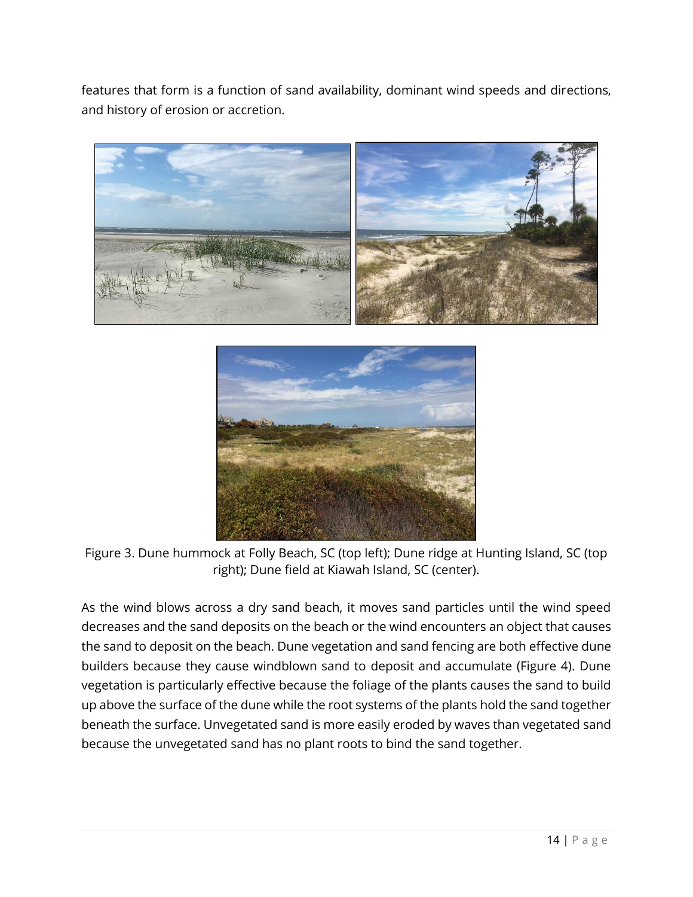features that form is a function of sand availability, dominant wind speeds and directions, and history of erosion or accretion.

Figure 3. Dune hummock at Folly Beach, SC (top left); Dune ridge at Hunting Island, SC (top right); Dune field at Kiawah Island, SC (center).

As the wind blows across a dry sand beach, it moves sand particles until the wind speed decreases and the sand deposits on the beach or the wind encounters an object that causes the sand to deposit on the beach. Dune vegetation and sand fencing are both effective dune builders because they cause windblown sand to deposit and accumulate (Figure 4). Dune vegetation is particularly effective because the foliage of the plants causes the sand to build up above the surface of the dune while the root systems of the plants hold the sand together beneath the surface. Unvegetated sand is more easily eroded by waves than vegetated sand because the unvegetated sand has no plant roots to bind the sand together.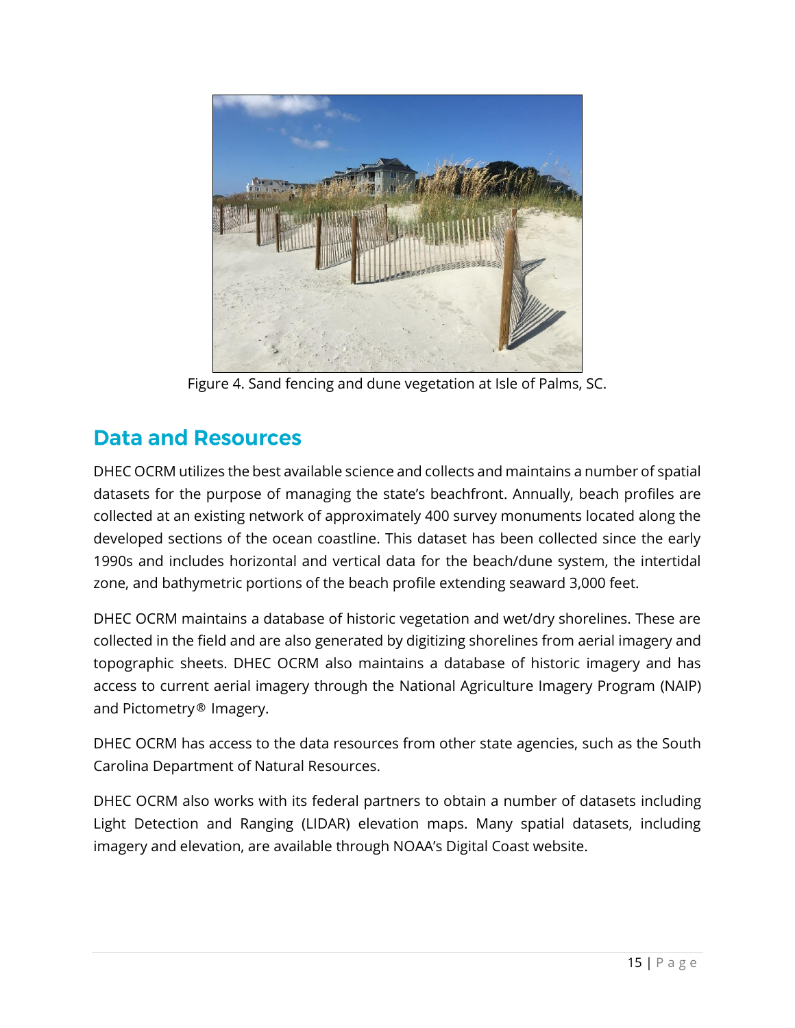Figure 4. Sand fencing and dune vegetation at Isle of Palms, SC.

## Data and Resources

DHEC OCRM utilizes the best available science and collects and maintains a number of spatial datasets for the purpose of managing the state's beachfront. Annually, beach profiles are collected at an existing network of approximately 400 survey monuments located along the developed sections of the ocean coastline. This dataset has been collected since the early 1990s and includes horizontal and vertical data for the beach/dune system, the intertidal zone, and bathymetric portions of the beach profile extending seaward 3,000 feet.

DHEC OCRM maintains a database of historic vegetation and wet/dry shorelines. These are collected in the field and are also generated by digitizing shorelines from aerial imagery and topographic sheets. DHEC OCRM also maintains a database of historic imagery and has access to current aerial imagery through the National Agriculture Imagery Program (NAIP) and Pictometry® Imagery.

DHEC OCRM has access to the data resources from other state agencies, such as the South Carolina Department of Natural Resources.

DHEC OCRM also works with its federal partners to obtain a number of datasets including Light Detection and Ranging (LIDAR) elevation maps. Many spatial datasets, including imagery and elevation, are available through NOAA's Digital Coast website.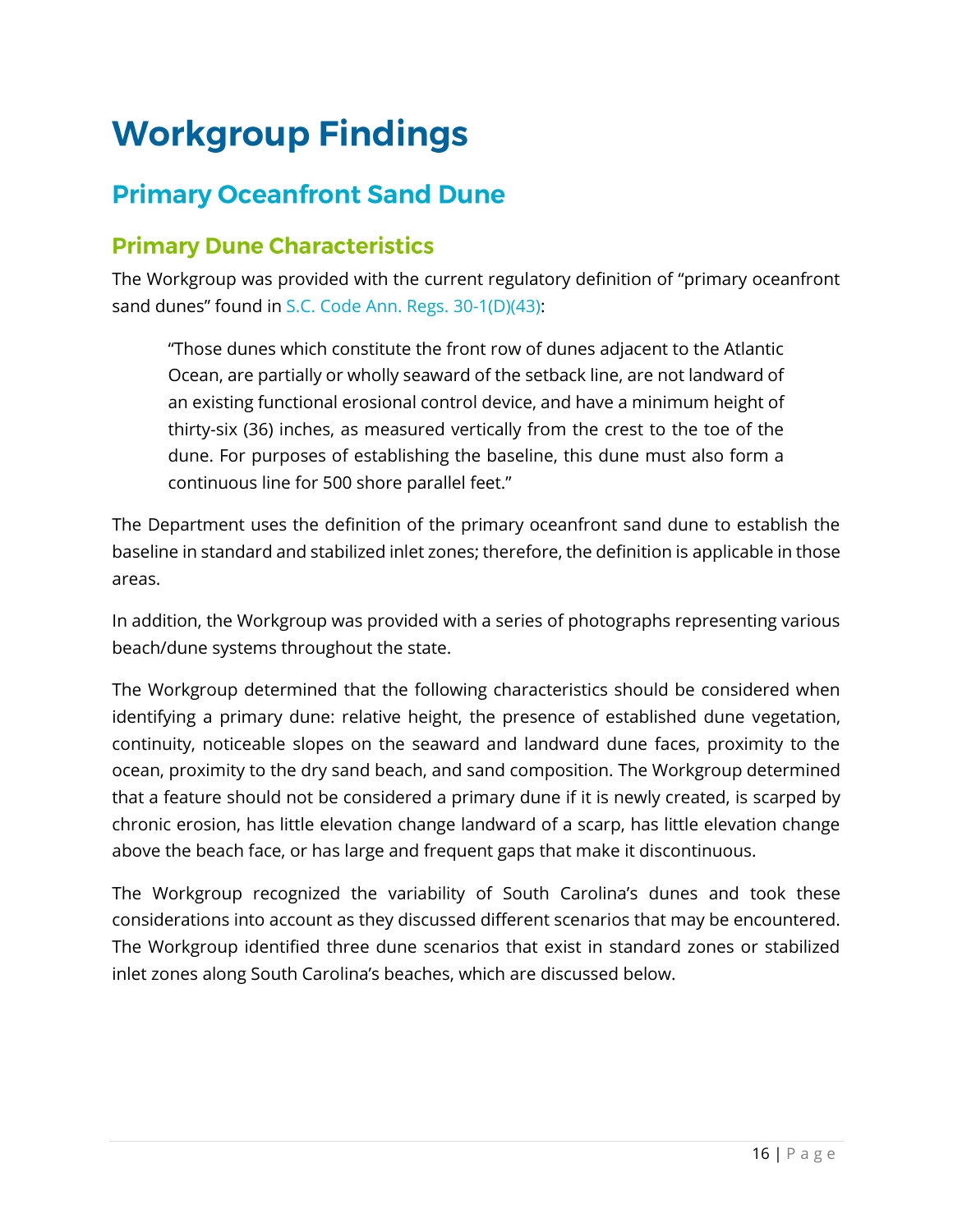# Workgroup Findings

## Primary Oceanfront Sand Dune

### Primary Dune Characteristics

The Workgroup was provided with the current regulatory definition of "primary oceanfront sand dunes" found in S.C. Code Ann. Regs. 30-1(D)(43):

> "Those dunes which constitute the front row of dunes adjacent to the Atlantic Ocean, are partially or wholly seaward of the setback line, are not landward of an existing functional erosional control device, and have a minimum height of thirty-six (36) inches, as measured vertically from the crest to the toe of the dune. For purposes of establishing the baseline, this dune must also form a continuous line for 500 shore parallel feet."

The Department uses the definition of the primary oceanfront sand dune to establish the baseline in standard and stabilized inlet zones; therefore, the definition is applicable in those areas.

In addition, the Workgroup was provided with a series of photographs representing various beach/dune systems throughout the state.

The Workgroup determined that the following characteristics should be considered when identifying a primary dune: relative height, the presence of established dune vegetation, continuity, noticeable slopes on the seaward and landward dune faces, proximity to the ocean, proximity to the dry sand beach, and sand composition. The Workgroup determined that a feature should not be considered a primary dune if it is newly created, is scarped by chronic erosion, has little elevation change landward of a scarp, has little elevation change above the beach face, or has large and frequent gaps that make it discontinuous.

The Workgroup recognized the variability of South Carolina's dunes and took these considerations into account as they discussed different scenarios that may be encountered. The Workgroup identified three dune scenarios that exist in standard zones or stabilized inlet zones along South Carolina's beaches, which are discussed below.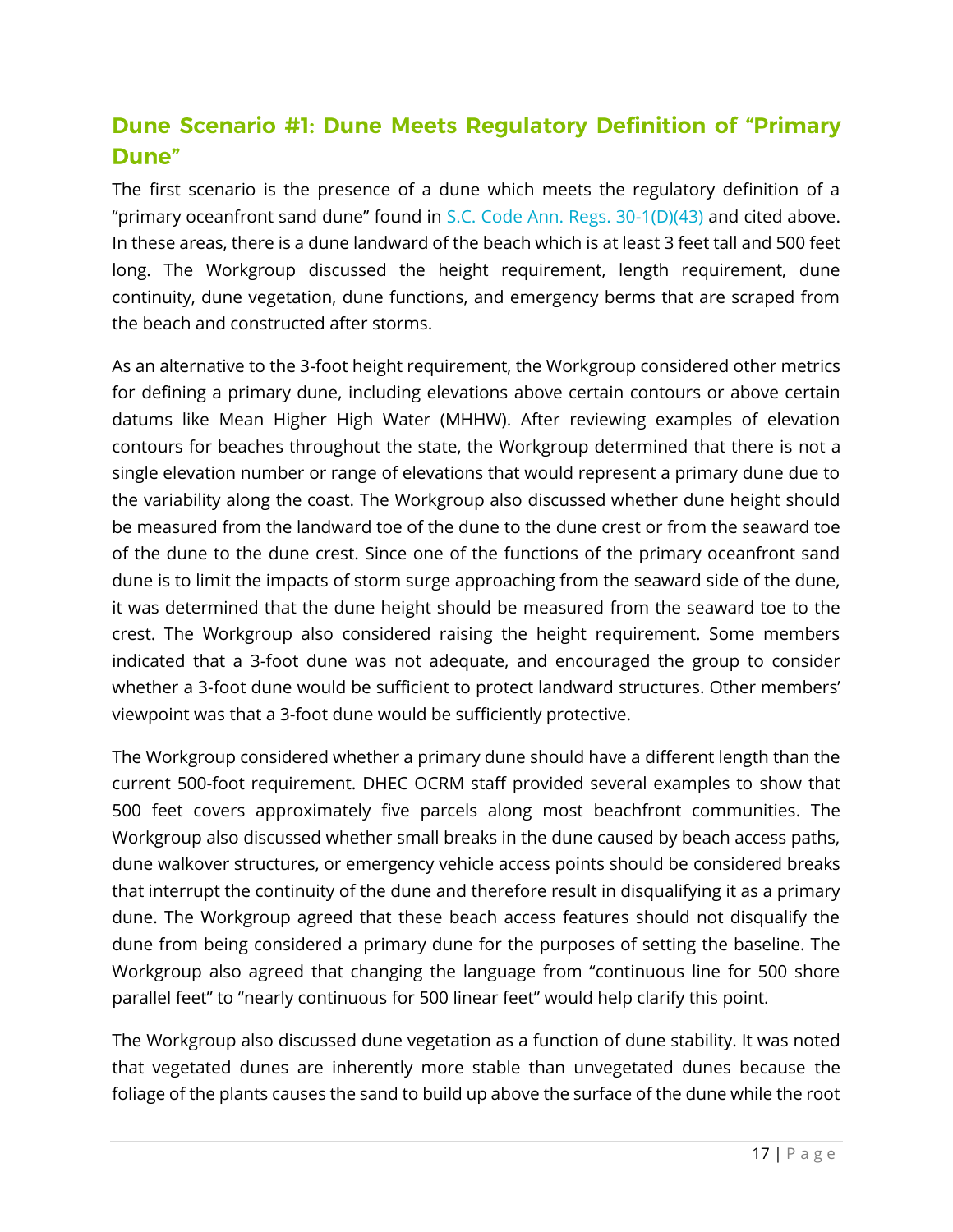## Dune Scenario #1: Dune Meets Regulatory Definition of "Primary Dune"

The first scenario is the presence of a dune which meets the regulatory definition of a "primary oceanfront sand dune" found in S.C. Code Ann. Regs. 30-1(D)(43) and cited above. In these areas, there is a dune landward of the beach which is at least 3 feet tall and 500 feet long. The Workgroup discussed the height requirement, length requirement, dune continuity, dune vegetation, dune functions, and emergency berms that are scraped from the beach and constructed after storms.

As an alternative to the 3-foot height requirement, the Workgroup considered other metrics for defining a primary dune, including elevations above certain contours or above certain datums like Mean Higher High Water (MHHW). After reviewing examples of elevation contours for beaches throughout the state, the Workgroup determined that there is not a single elevation number or range of elevations that would represent a primary dune due to the variability along the coast. The Workgroup also discussed whether dune height should be measured from the landward toe of the dune to the dune crest or from the seaward toe of the dune to the dune crest. Since one of the functions of the primary oceanfront sand dune is to limit the impacts of storm surge approaching from the seaward side of the dune, it was determined that the dune height should be measured from the seaward toe to the crest. The Workgroup also considered raising the height requirement. Some members indicated that a 3-foot dune was not adequate, and encouraged the group to consider whether a 3-foot dune would be sufficient to protect landward structures. Other members' viewpoint was that a 3-foot dune would be sufficiently protective.

The Workgroup considered whether a primary dune should have a different length than the current 500-foot requirement. DHEC OCRM staff provided several examples to show that 500 feet covers approximately five parcels along most beachfront communities. The Workgroup also discussed whether small breaks in the dune caused by beach access paths, dune walkover structures, or emergency vehicle access points should be considered breaks that interrupt the continuity of the dune and therefore result in disqualifying it as a primary dune. The Workgroup agreed that these beach access features should not disqualify the dune from being considered a primary dune for the purposes of setting the baseline. The Workgroup also agreed that changing the language from "continuous line for 500 shore parallel feet" to "nearly continuous for 500 linear feet" would help clarify this point.

The Workgroup also discussed dune vegetation as a function of dune stability. It was noted that vegetated dunes are inherently more stable than unvegetated dunes because the foliage of the plants causes the sand to build up above the surface of the dune while the root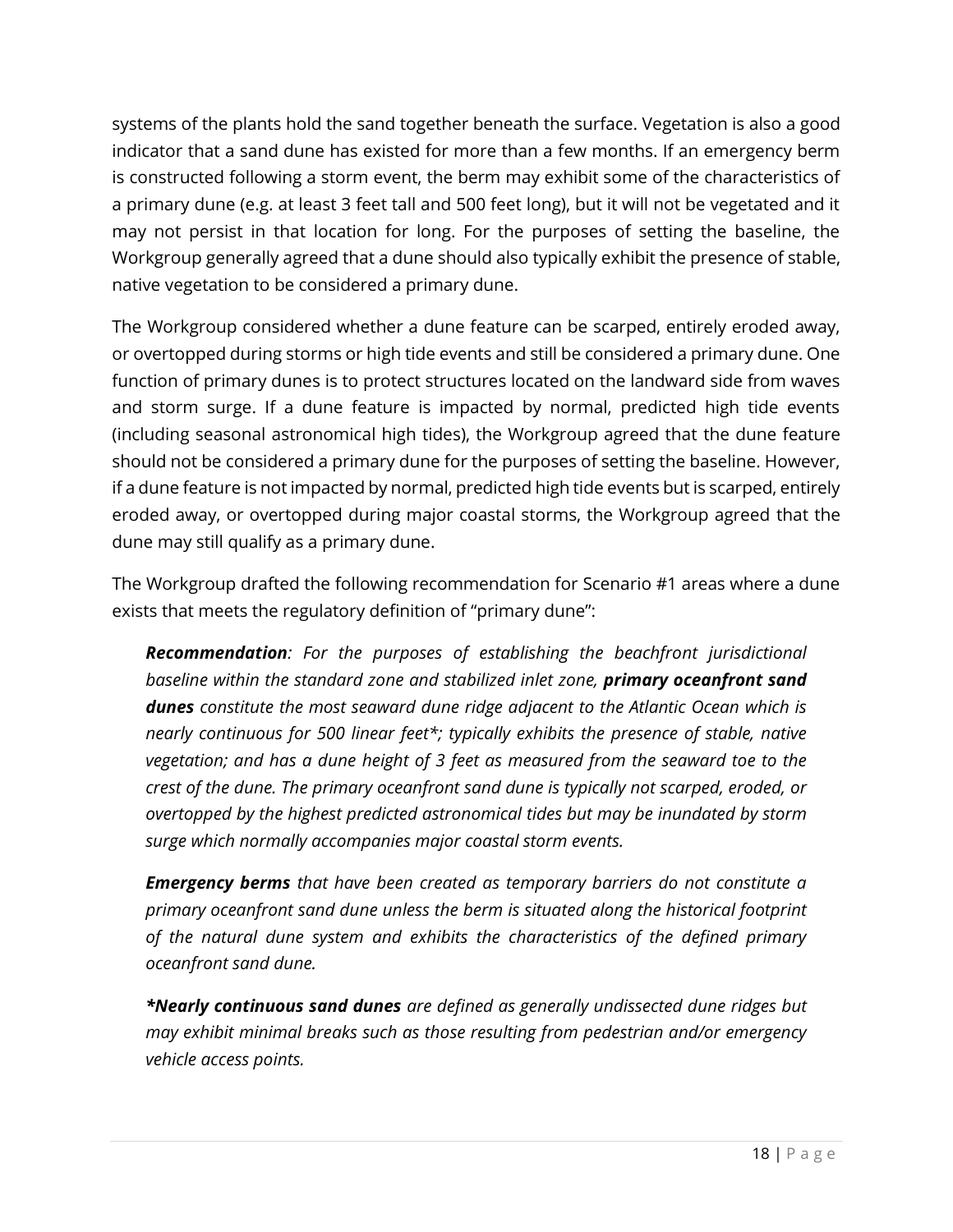systems of the plants hold the sand together beneath the surface. Vegetation is also a good indicator that a sand dune has existed for more than a few months. If an emergency berm is constructed following a storm event, the berm may exhibit some of the characteristics of a primary dune (e.g. at least 3 feet tall and 500 feet long), but it will not be vegetated and it may not persist in that location for long. For the purposes of setting the baseline, the Workgroup generally agreed that a dune should also typically exhibit the presence of stable, native vegetation to be considered a primary dune.

The Workgroup considered whether a dune feature can be scarped, entirely eroded away, or overtopped during storms or high tide events and still be considered a primary dune. One function of primary dunes is to protect structures located on the landward side from waves and storm surge. If a dune feature is impacted by normal, predicted high tide events (including seasonal astronomical high tides), the Workgroup agreed that the dune feature should not be considered a primary dune for the purposes of setting the baseline. However, if a dune feature is not impacted by normal, predicted high tide events but is scarped, entirely eroded away, or overtopped during major coastal storms, the Workgroup agreed that the dune may still qualify as a primary dune.

The Workgroup drafted the following recommendation for Scenario #1 areas where a dune exists that meets the regulatory definition of "primary dune":

> ***Recommendation****: For the purposes of establishing the beachfront jurisdictional baseline within the standard zone and stabilized inlet zone,* ***primary oceanfront sand dunes*** *constitute the most seaward dune ridge adjacent to the Atlantic Ocean which is nearly continuous for 500 linear feet\*; typically exhibits the presence of stable, native vegetation; and has a dune height of 3 feet as measured from the seaward toe to the crest of the dune. The primary oceanfront sand dune is typically not scarped, eroded, or overtopped by the highest predicted astronomical tides but may be inundated by storm surge which normally accompanies major coastal storm events.*
>
> ***Emergency berms*** *that have been created as temporary barriers do not constitute a primary oceanfront sand dune unless the berm is situated along the historical footprint of the natural dune system and exhibits the characteristics of the defined primary oceanfront sand dune.*
>
> ***\*Nearly continuous sand dunes*** *are defined as generally undissected dune ridges but may exhibit minimal breaks such as those resulting from pedestrian and/or emergency vehicle access points.*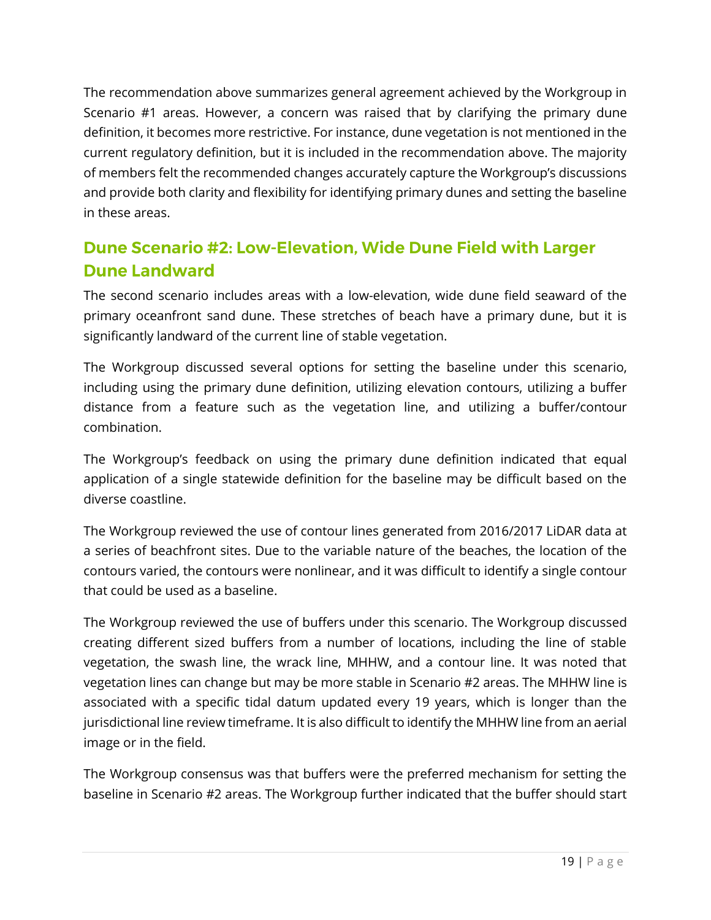The recommendation above summarizes general agreement achieved by the Workgroup in Scenario #1 areas. However, a concern was raised that by clarifying the primary dune definition, it becomes more restrictive. For instance, dune vegetation is not mentioned in the current regulatory definition, but it is included in the recommendation above. The majority of members felt the recommended changes accurately capture the Workgroup's discussions and provide both clarity and flexibility for identifying primary dunes and setting the baseline in these areas.

## Dune Scenario #2: Low-Elevation, Wide Dune Field with Larger Dune Landward

The second scenario includes areas with a low-elevation, wide dune field seaward of the primary oceanfront sand dune. These stretches of beach have a primary dune, but it is significantly landward of the current line of stable vegetation.

The Workgroup discussed several options for setting the baseline under this scenario, including using the primary dune definition, utilizing elevation contours, utilizing a buffer distance from a feature such as the vegetation line, and utilizing a buffer/contour combination.

The Workgroup's feedback on using the primary dune definition indicated that equal application of a single statewide definition for the baseline may be difficult based on the diverse coastline.

The Workgroup reviewed the use of contour lines generated from 2016/2017 LiDAR data at a series of beachfront sites. Due to the variable nature of the beaches, the location of the contours varied, the contours were nonlinear, and it was difficult to identify a single contour that could be used as a baseline.

The Workgroup reviewed the use of buffers under this scenario. The Workgroup discussed creating different sized buffers from a number of locations, including the line of stable vegetation, the swash line, the wrack line, MHHW, and a contour line. It was noted that vegetation lines can change but may be more stable in Scenario #2 areas. The MHHW line is associated with a specific tidal datum updated every 19 years, which is longer than the jurisdictional line review timeframe. It is also difficult to identify the MHHW line from an aerial image or in the field.

The Workgroup consensus was that buffers were the preferred mechanism for setting the baseline in Scenario #2 areas. The Workgroup further indicated that the buffer should start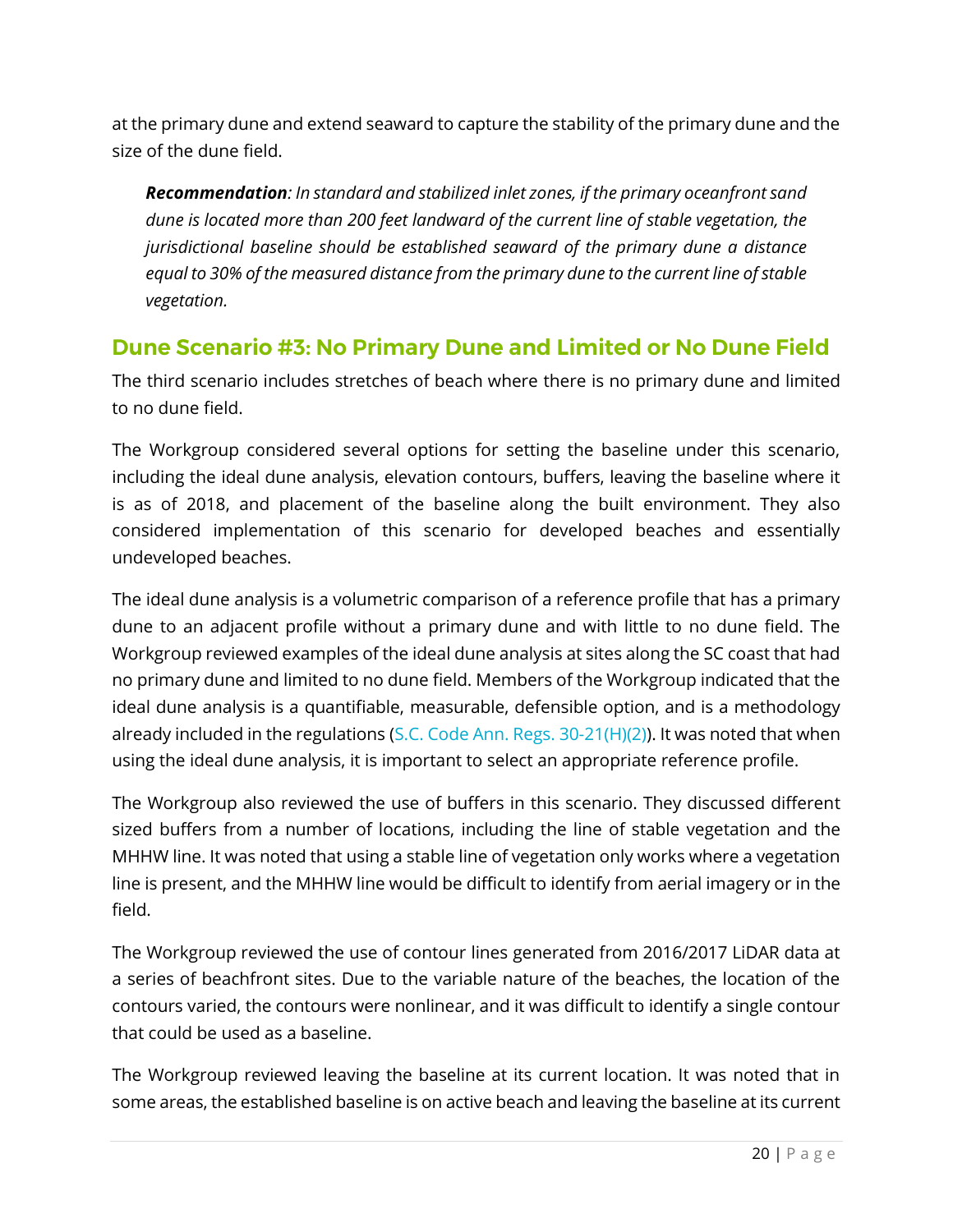at the primary dune and extend seaward to capture the stability of the primary dune and the size of the dune field.

> ***Recommendation**: In standard and stabilized inlet zones, if the primary oceanfront sand dune is located more than 200 feet landward of the current line of stable vegetation, the jurisdictional baseline should be established seaward of the primary dune a distance equal to 30% of the measured distance from the primary dune to the current line of stable vegetation.*

## Dune Scenario #3: No Primary Dune and Limited or No Dune Field

The third scenario includes stretches of beach where there is no primary dune and limited to no dune field.

The Workgroup considered several options for setting the baseline under this scenario, including the ideal dune analysis, elevation contours, buffers, leaving the baseline where it is as of 2018, and placement of the baseline along the built environment. They also considered implementation of this scenario for developed beaches and essentially undeveloped beaches.

The ideal dune analysis is a volumetric comparison of a reference profile that has a primary dune to an adjacent profile without a primary dune and with little to no dune field. The Workgroup reviewed examples of the ideal dune analysis at sites along the SC coast that had no primary dune and limited to no dune field. Members of the Workgroup indicated that the ideal dune analysis is a quantifiable, measurable, defensible option, and is a methodology already included in the regulations (S.C. Code Ann. Regs. 30-21(H)(2)). It was noted that when using the ideal dune analysis, it is important to select an appropriate reference profile.

The Workgroup also reviewed the use of buffers in this scenario. They discussed different sized buffers from a number of locations, including the line of stable vegetation and the MHHW line. It was noted that using a stable line of vegetation only works where a vegetation line is present, and the MHHW line would be difficult to identify from aerial imagery or in the field.

The Workgroup reviewed the use of contour lines generated from 2016/2017 LiDAR data at a series of beachfront sites. Due to the variable nature of the beaches, the location of the contours varied, the contours were nonlinear, and it was difficult to identify a single contour that could be used as a baseline.

The Workgroup reviewed leaving the baseline at its current location. It was noted that in some areas, the established baseline is on active beach and leaving the baseline at its current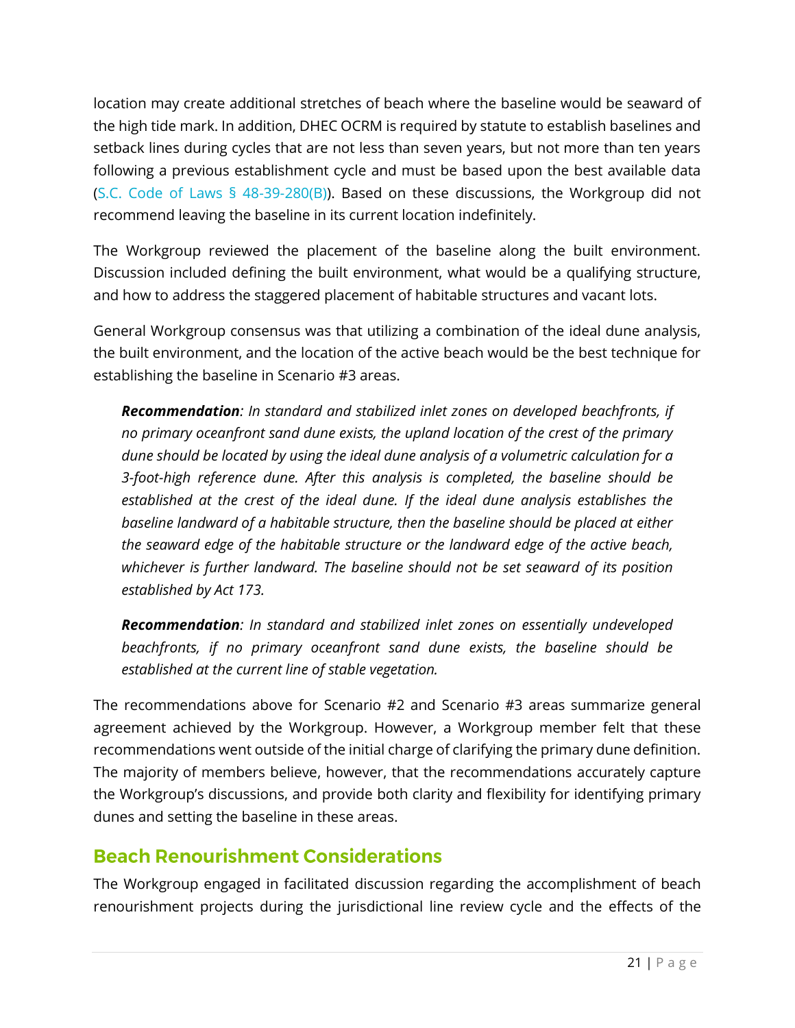location may create additional stretches of beach where the baseline would be seaward of the high tide mark. In addition, DHEC OCRM is required by statute to establish baselines and setback lines during cycles that are not less than seven years, but not more than ten years following a previous establishment cycle and must be based upon the best available data (S.C. Code of Laws § 48-39-280(B)). Based on these discussions, the Workgroup did not recommend leaving the baseline in its current location indefinitely.

The Workgroup reviewed the placement of the baseline along the built environment. Discussion included defining the built environment, what would be a qualifying structure, and how to address the staggered placement of habitable structures and vacant lots.

General Workgroup consensus was that utilizing a combination of the ideal dune analysis, the built environment, and the location of the active beach would be the best technique for establishing the baseline in Scenario #3 areas.

> ***Recommendation****: In standard and stabilized inlet zones on developed beachfronts, if no primary oceanfront sand dune exists, the upland location of the crest of the primary dune should be located by using the ideal dune analysis of a volumetric calculation for a 3-foot-high reference dune. After this analysis is completed, the baseline should be established at the crest of the ideal dune. If the ideal dune analysis establishes the baseline landward of a habitable structure, then the baseline should be placed at either the seaward edge of the habitable structure or the landward edge of the active beach, whichever is further landward. The baseline should not be set seaward of its position established by Act 173.*

> ***Recommendation****: In standard and stabilized inlet zones on essentially undeveloped beachfronts, if no primary oceanfront sand dune exists, the baseline should be established at the current line of stable vegetation.*

The recommendations above for Scenario #2 and Scenario #3 areas summarize general agreement achieved by the Workgroup. However, a Workgroup member felt that these recommendations went outside of the initial charge of clarifying the primary dune definition. The majority of members believe, however, that the recommendations accurately capture the Workgroup's discussions, and provide both clarity and flexibility for identifying primary dunes and setting the baseline in these areas.

## Beach Renourishment Considerations

The Workgroup engaged in facilitated discussion regarding the accomplishment of beach renourishment projects during the jurisdictional line review cycle and the effects of the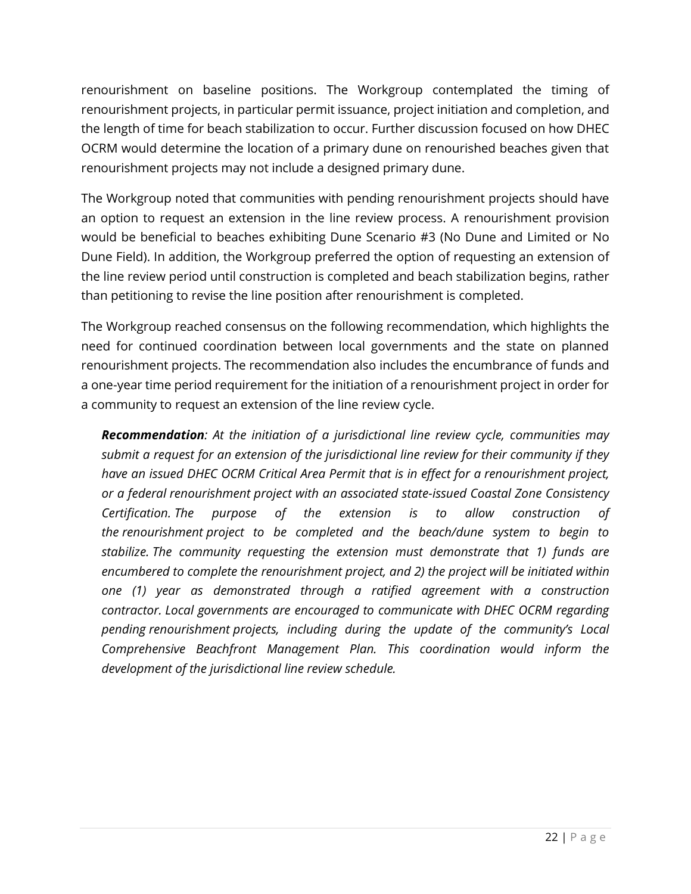renourishment on baseline positions. The Workgroup contemplated the timing of renourishment projects, in particular permit issuance, project initiation and completion, and the length of time for beach stabilization to occur. Further discussion focused on how DHEC OCRM would determine the location of a primary dune on renourished beaches given that renourishment projects may not include a designed primary dune.

The Workgroup noted that communities with pending renourishment projects should have an option to request an extension in the line review process. A renourishment provision would be beneficial to beaches exhibiting Dune Scenario #3 (No Dune and Limited or No Dune Field). In addition, the Workgroup preferred the option of requesting an extension of the line review period until construction is completed and beach stabilization begins, rather than petitioning to revise the line position after renourishment is completed.

The Workgroup reached consensus on the following recommendation, which highlights the need for continued coordination between local governments and the state on planned renourishment projects. The recommendation also includes the encumbrance of funds and a one-year time period requirement for the initiation of a renourishment project in order for a community to request an extension of the line review cycle.

> ***Recommendation****: At the initiation of a jurisdictional line review cycle, communities may submit a request for an extension of the jurisdictional line review for their community if they have an issued DHEC OCRM Critical Area Permit that is in effect for a renourishment project, or a federal renourishment project with an associated state-issued Coastal Zone Consistency Certification. The purpose of the extension is to allow construction of the renourishment project to be completed and the beach/dune system to begin to stabilize. The community requesting the extension must demonstrate that 1) funds are encumbered to complete the renourishment project, and 2) the project will be initiated within one (1) year as demonstrated through a ratified agreement with a construction contractor. Local governments are encouraged to communicate with DHEC OCRM regarding pending renourishment projects, including during the update of the community's Local Comprehensive Beachfront Management Plan. This coordination would inform the development of the jurisdictional line review schedule.*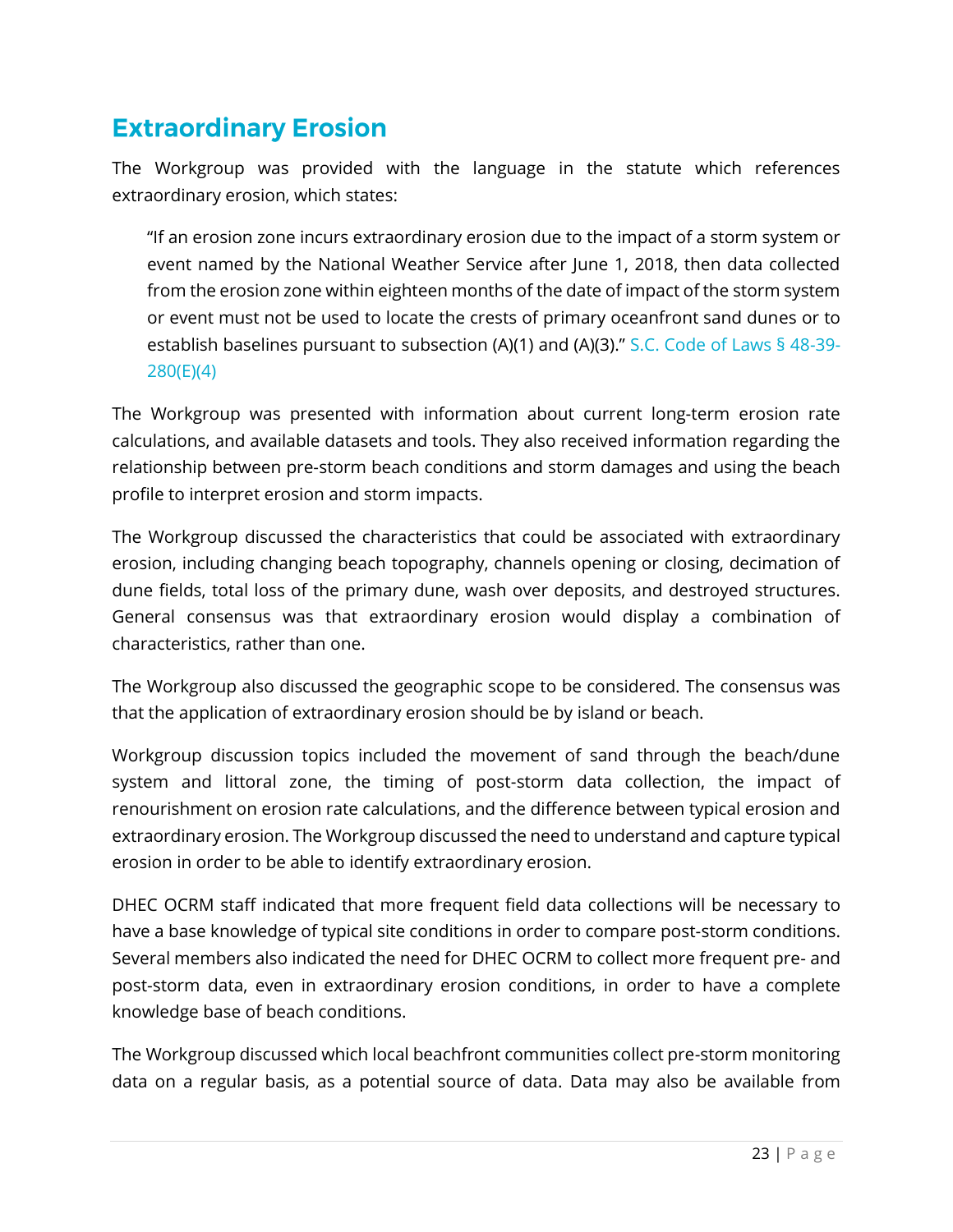## Extraordinary Erosion

The Workgroup was provided with the language in the statute which references extraordinary erosion, which states:

> "If an erosion zone incurs extraordinary erosion due to the impact of a storm system or event named by the National Weather Service after June 1, 2018, then data collected from the erosion zone within eighteen months of the date of impact of the storm system or event must not be used to locate the crests of primary oceanfront sand dunes or to establish baselines pursuant to subsection (A)(1) and (A)(3)." S.C. Code of Laws § 48-39-280(E)(4)

The Workgroup was presented with information about current long-term erosion rate calculations, and available datasets and tools. They also received information regarding the relationship between pre-storm beach conditions and storm damages and using the beach profile to interpret erosion and storm impacts.

The Workgroup discussed the characteristics that could be associated with extraordinary erosion, including changing beach topography, channels opening or closing, decimation of dune fields, total loss of the primary dune, wash over deposits, and destroyed structures. General consensus was that extraordinary erosion would display a combination of characteristics, rather than one.

The Workgroup also discussed the geographic scope to be considered. The consensus was that the application of extraordinary erosion should be by island or beach.

Workgroup discussion topics included the movement of sand through the beach/dune system and littoral zone, the timing of post-storm data collection, the impact of renourishment on erosion rate calculations, and the difference between typical erosion and extraordinary erosion. The Workgroup discussed the need to understand and capture typical erosion in order to be able to identify extraordinary erosion.

DHEC OCRM staff indicated that more frequent field data collections will be necessary to have a base knowledge of typical site conditions in order to compare post-storm conditions. Several members also indicated the need for DHEC OCRM to collect more frequent pre- and post-storm data, even in extraordinary erosion conditions, in order to have a complete knowledge base of beach conditions.

The Workgroup discussed which local beachfront communities collect pre-storm monitoring data on a regular basis, as a potential source of data. Data may also be available from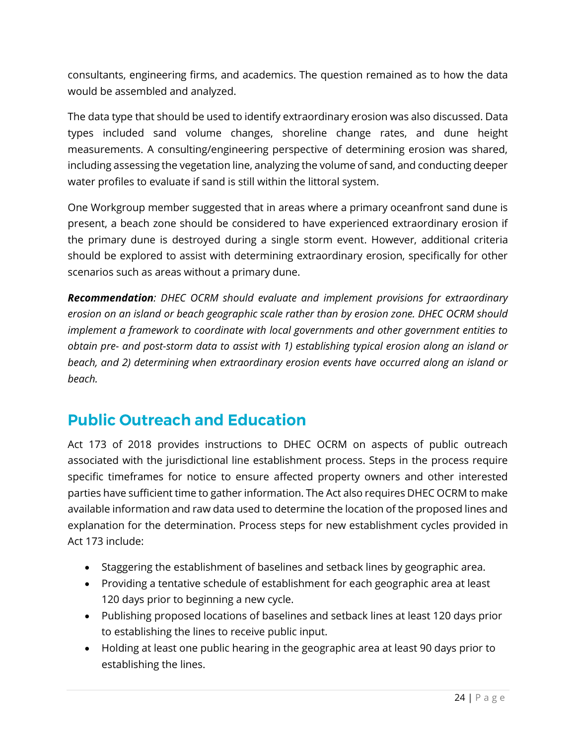consultants, engineering firms, and academics. The question remained as to how the data would be assembled and analyzed.

The data type that should be used to identify extraordinary erosion was also discussed. Data types included sand volume changes, shoreline change rates, and dune height measurements. A consulting/engineering perspective of determining erosion was shared, including assessing the vegetation line, analyzing the volume of sand, and conducting deeper water profiles to evaluate if sand is still within the littoral system.

One Workgroup member suggested that in areas where a primary oceanfront sand dune is present, a beach zone should be considered to have experienced extraordinary erosion if the primary dune is destroyed during a single storm event. However, additional criteria should be explored to assist with determining extraordinary erosion, specifically for other scenarios such as areas without a primary dune.

***Recommendation****: DHEC OCRM should evaluate and implement provisions for extraordinary erosion on an island or beach geographic scale rather than by erosion zone. DHEC OCRM should implement a framework to coordinate with local governments and other government entities to obtain pre- and post-storm data to assist with 1) establishing typical erosion along an island or beach, and 2) determining when extraordinary erosion events have occurred along an island or beach.*

## Public Outreach and Education

Act 173 of 2018 provides instructions to DHEC OCRM on aspects of public outreach associated with the jurisdictional line establishment process. Steps in the process require specific timeframes for notice to ensure affected property owners and other interested parties have sufficient time to gather information. The Act also requires DHEC OCRM to make available information and raw data used to determine the location of the proposed lines and explanation for the determination. Process steps for new establishment cycles provided in Act 173 include:

- Staggering the establishment of baselines and setback lines by geographic area.
- Providing a tentative schedule of establishment for each geographic area at least 120 days prior to beginning a new cycle.
- Publishing proposed locations of baselines and setback lines at least 120 days prior to establishing the lines to receive public input.
- Holding at least one public hearing in the geographic area at least 90 days prior to establishing the lines.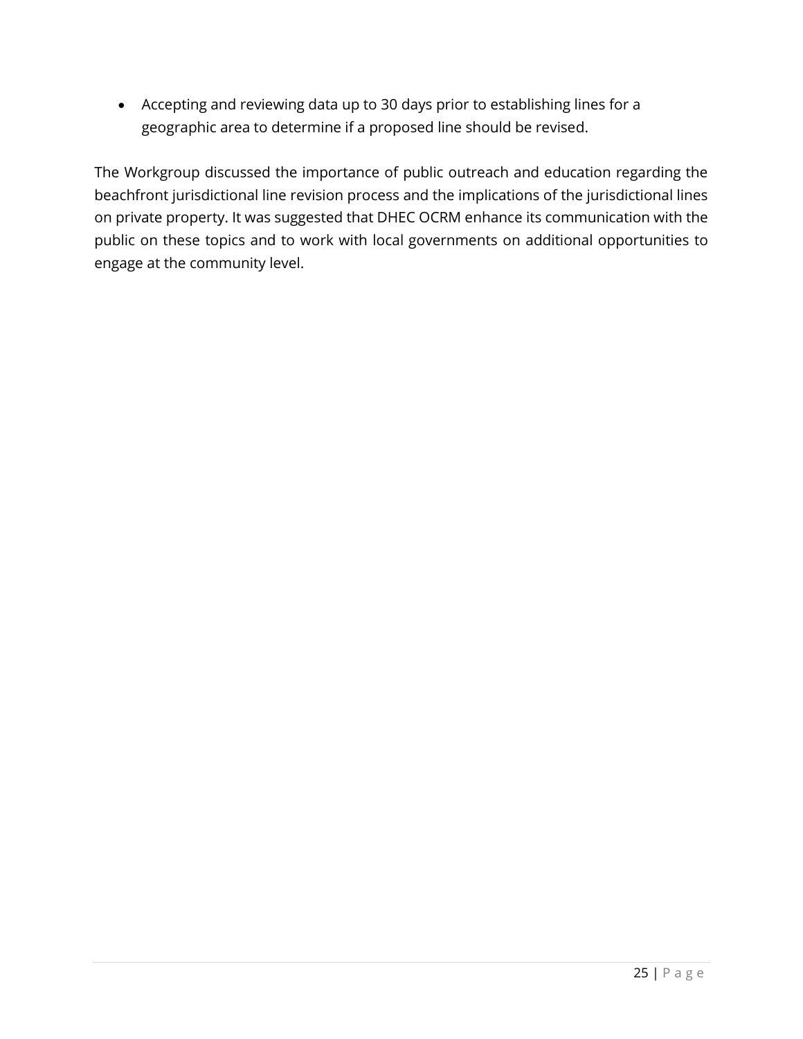- Accepting and reviewing data up to 30 days prior to establishing lines for a geographic area to determine if a proposed line should be revised.

The Workgroup discussed the importance of public outreach and education regarding the beachfront jurisdictional line revision process and the implications of the jurisdictional lines on private property. It was suggested that DHEC OCRM enhance its communication with the public on these topics and to work with local governments on additional opportunities to engage at the community level.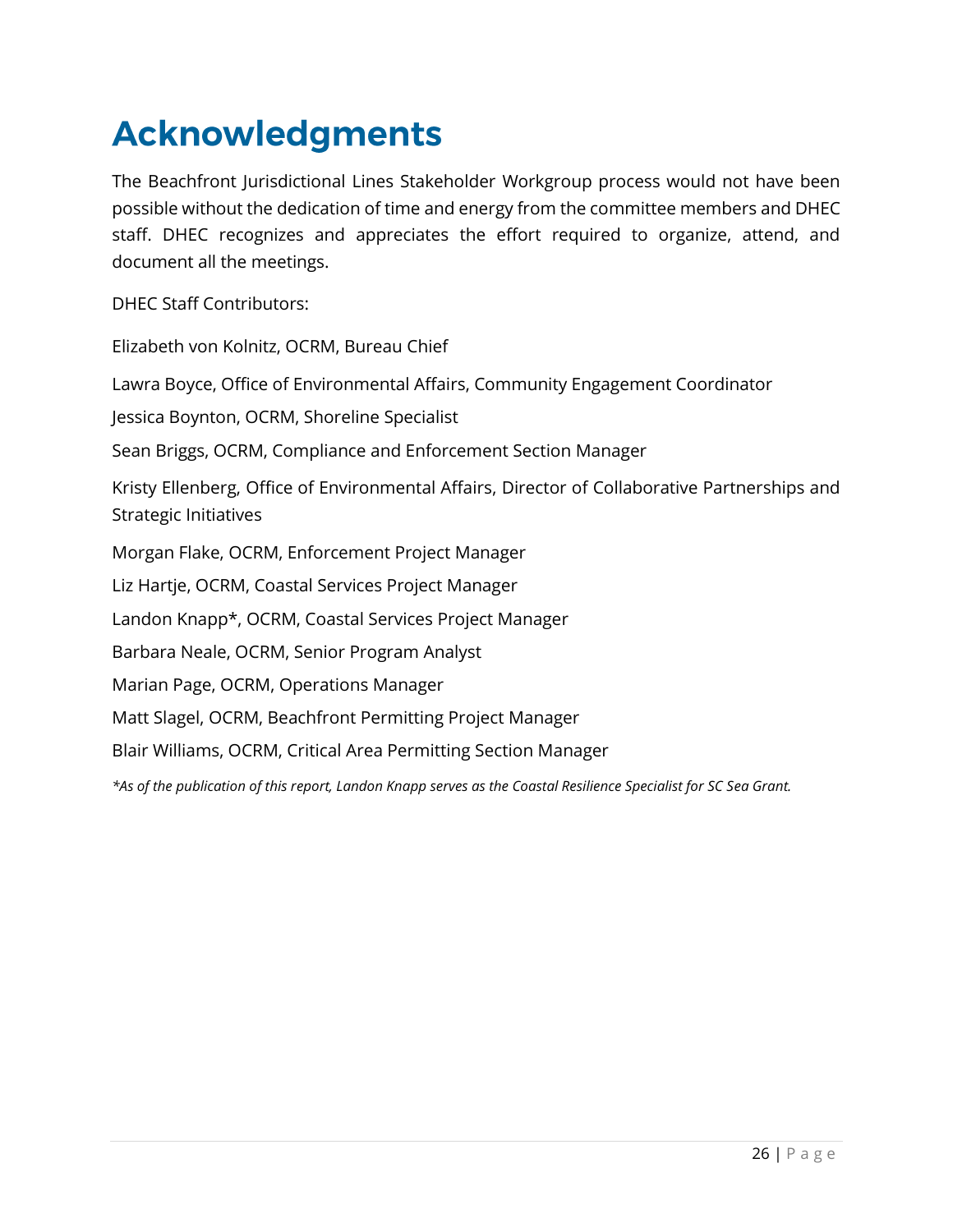# Acknowledgments

The Beachfront Jurisdictional Lines Stakeholder Workgroup process would not have been possible without the dedication of time and energy from the committee members and DHEC staff. DHEC recognizes and appreciates the effort required to organize, attend, and document all the meetings.

DHEC Staff Contributors:

Elizabeth von Kolnitz, OCRM, Bureau Chief

Lawra Boyce, Office of Environmental Affairs, Community Engagement Coordinator

Jessica Boynton, OCRM, Shoreline Specialist

Sean Briggs, OCRM, Compliance and Enforcement Section Manager

Kristy Ellenberg, Office of Environmental Affairs, Director of Collaborative Partnerships and Strategic Initiatives

Morgan Flake, OCRM, Enforcement Project Manager

Liz Hartje, OCRM, Coastal Services Project Manager

Landon Knapp*, OCRM, Coastal Services Project Manager

Barbara Neale, OCRM, Senior Program Analyst

Marian Page, OCRM, Operations Manager

Matt Slagel, OCRM, Beachfront Permitting Project Manager

Blair Williams, OCRM, Critical Area Permitting Section Manager

*\*As of the publication of this report, Landon Knapp serves as the Coastal Resilience Specialist for SC Sea Grant.*